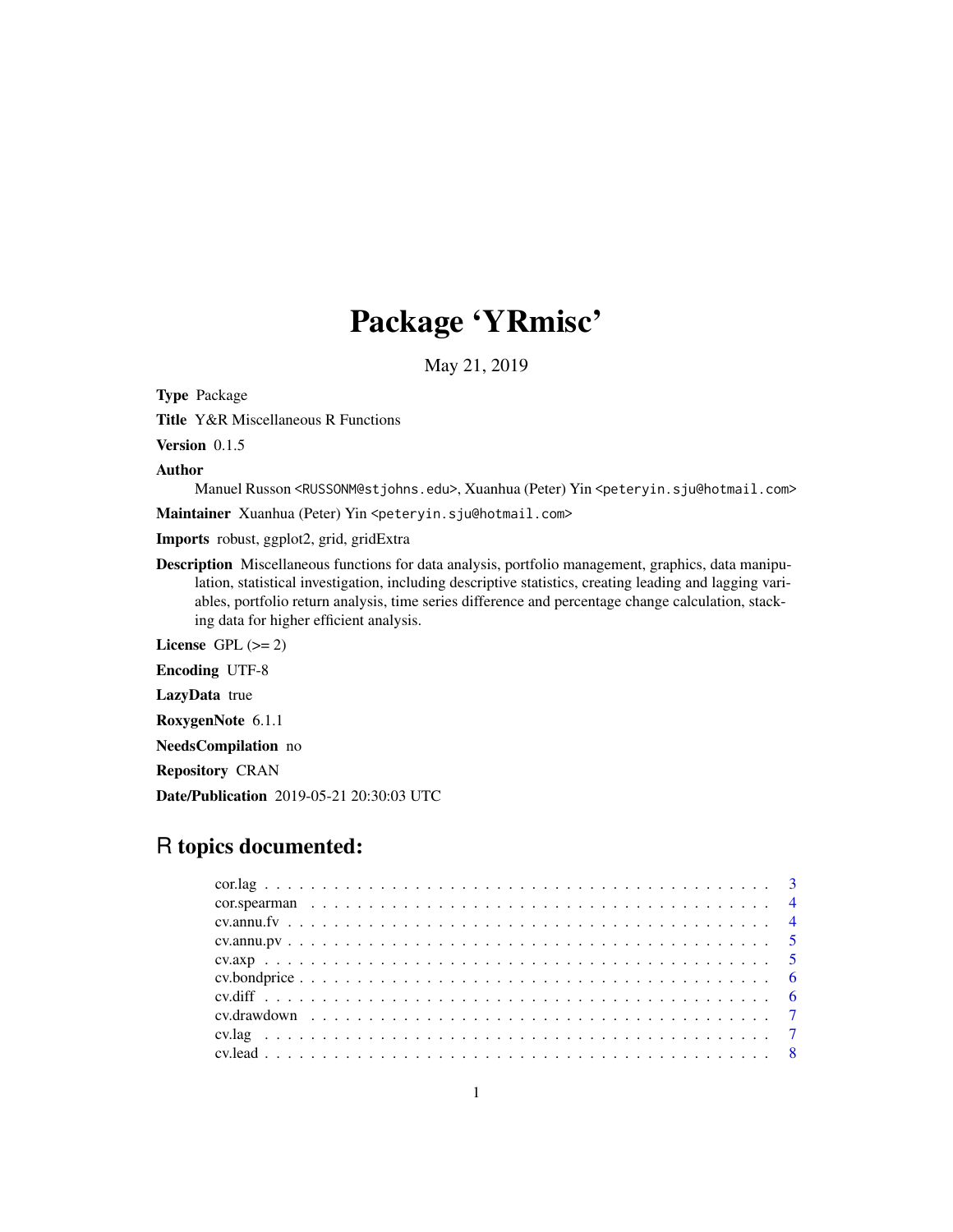# Package 'YRmisc'

May 21, 2019

**Type** Package

**Title** Y&R Miscellaneous R Functions

**Version** 0.1.5

**Author** Manuel Russon <RUSSONM@stjohns.edu>, Xuanhua (Peter) Yin <peteryin.sju@hotmail.com>

**Maintainer** Xuanhua (Peter) Yin <peteryin.sju@hotmail.com>

**Imports** robust, ggplot2, grid, gridExtra

**Description** Miscellaneous functions for data analysis, portfolio management, graphics, data manipulation, statistical investigation, including descriptive statistics, creating leading and lagging variables, portfolio return analysis, time series difference and percentage change calculation, stacking data for higher efficient analysis.

**License** GPL (>= 2)

**Encoding** UTF-8

**LazyData** true

**RoxygenNote** 6.1.1

**NeedsCompilation** no

**Repository** CRAN

**Date/Publication** 2019-05-21 20:30:03 UTC

## R topics documented:

- cor.lag . . . . . 3
- cor.spearman . . . . . 4
- cv.annu.fv . . . . . 4
- cv.annu.pv . . . . . 5
- cv.axp . . . . . 5
- cv.bondprice . . . . . 6
- cv.diff . . . . . 6
- cv.drawdown . . . . . 7
- cv.lag . . . . . 7
- cv.lead . . . . . 8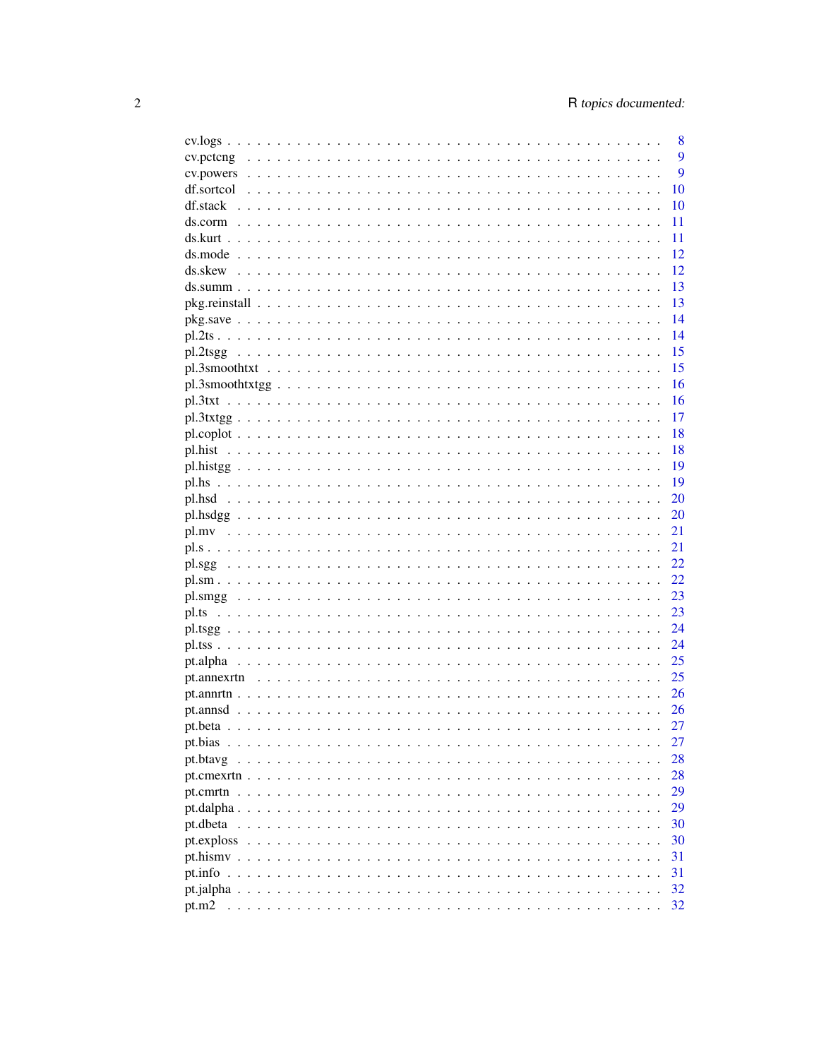| | |
|---|---|
| cv.logs | 8 |
| cv.pctcng | 9 |
| cv.powers | 9 |
| df.sortcol | 10 |
| df.stack | 10 |
| ds.corm | 11 |
| ds.kurt | 11 |
| ds.mode | 12 |
| ds.skew | 12 |
| ds.summ | 13 |
| pkg.reinstall | 13 |
| pkg.save | 14 |
| pl.2ts | 14 |
| pl.2tsgg | 15 |
| pl.3smoothtxt | 15 |
| pl.3smoothtxtgg | 16 |
| pl.3txt | 16 |
| pl.3txtgg | 17 |
| pl.coplot | 18 |
| pl.hist | 18 |
| pl.histgg | 19 |
| pl.hs | 19 |
| pl.hsd | 20 |
| pl.hsdgg | 20 |
| pl.mv | 21 |
| pl.s | 21 |
| pl.sgg | 22 |
| pl.sm | 22 |
| pl.smgg | 23 |
| pl.ts | 23 |
| pl.tsgg | 24 |
| pl.tss | 24 |
| pt.alpha | 25 |
| pt.annexrtn | 25 |
| pt.annrtn | 26 |
| pt.annsd | 26 |
| pt.beta | 27 |
| pt.bias | 27 |
| pt.btavg | 28 |
| pt.cmexrtn | 28 |
| pt.cmrtn | 29 |
| pt.dalpha | 29 |
| pt.dbeta | 30 |
| pt.exploss | 30 |
| pt.hismv | 31 |
| pt.info | 31 |
| pt.jalpha | 32 |
| pt.m2 | 32 |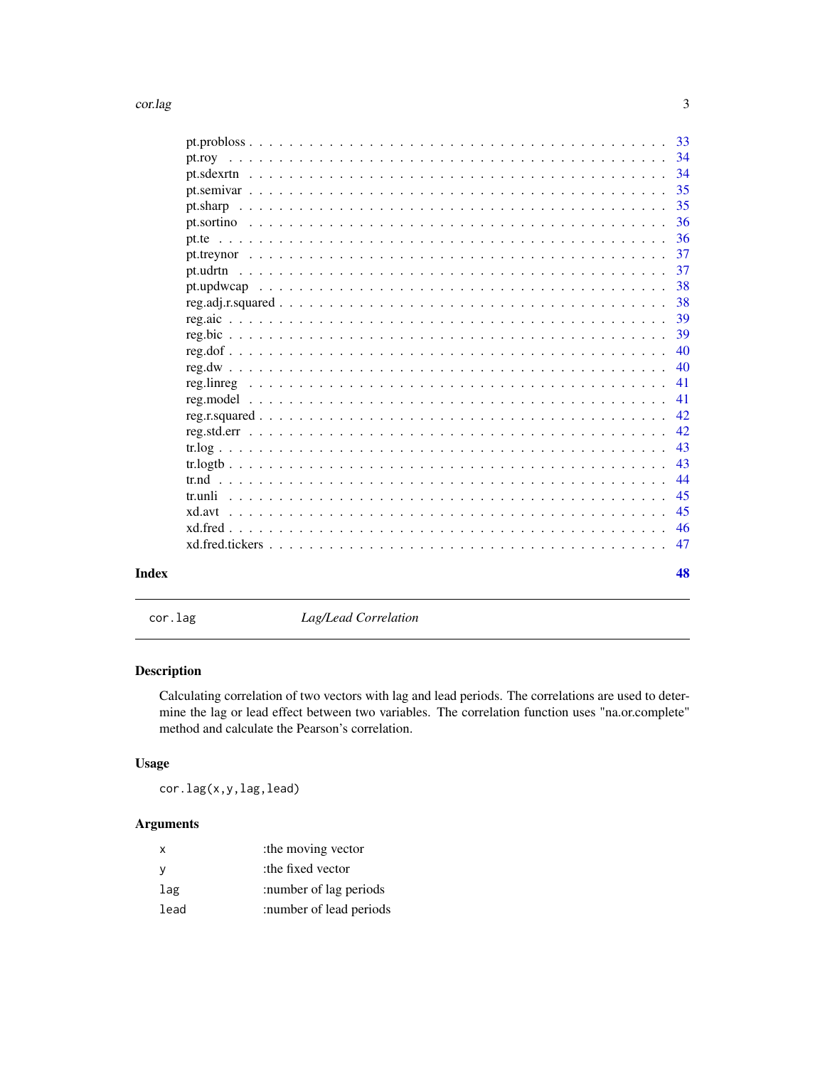pt.probloss . . . . . . . . . . . . . . . . . . . . . . . . . . . . . . . . . . . . . . . . 33
pt.roy . . . . . . . . . . . . . . . . . . . . . . . . . . . . . . . . . . . . . . . . . . . 34
pt.sdexrtn . . . . . . . . . . . . . . . . . . . . . . . . . . . . . . . . . . . . . . . . 34
pt.semivar . . . . . . . . . . . . . . . . . . . . . . . . . . . . . . . . . . . . . . . . 35
pt.sharp . . . . . . . . . . . . . . . . . . . . . . . . . . . . . . . . . . . . . . . . . 35
pt.sortino . . . . . . . . . . . . . . . . . . . . . . . . . . . . . . . . . . . . . . . . 36
pt.te . . . . . . . . . . . . . . . . . . . . . . . . . . . . . . . . . . . . . . . . . . . 36
pt.treynor . . . . . . . . . . . . . . . . . . . . . . . . . . . . . . . . . . . . . . . . 37
pt.udrtn . . . . . . . . . . . . . . . . . . . . . . . . . . . . . . . . . . . . . . . . . 37
pt.updwcap . . . . . . . . . . . . . . . . . . . . . . . . . . . . . . . . . . . . . . . . 38
reg.adj.r.squared . . . . . . . . . . . . . . . . . . . . . . . . . . . . . . . . . . . . 38
reg.aic . . . . . . . . . . . . . . . . . . . . . . . . . . . . . . . . . . . . . . . . . . 39
reg.bic . . . . . . . . . . . . . . . . . . . . . . . . . . . . . . . . . . . . . . . . . . 39
reg.dof . . . . . . . . . . . . . . . . . . . . . . . . . . . . . . . . . . . . . . . . . . 40
reg.dw . . . . . . . . . . . . . . . . . . . . . . . . . . . . . . . . . . . . . . . . . . 40
reg.linreg . . . . . . . . . . . . . . . . . . . . . . . . . . . . . . . . . . . . . . . . 41
reg.model . . . . . . . . . . . . . . . . . . . . . . . . . . . . . . . . . . . . . . . . 41
reg.r.squared . . . . . . . . . . . . . . . . . . . . . . . . . . . . . . . . . . . . . . 42
reg.std.err . . . . . . . . . . . . . . . . . . . . . . . . . . . . . . . . . . . . . . . 42
tr.log . . . . . . . . . . . . . . . . . . . . . . . . . . . . . . . . . . . . . . . . . . 43
tr.logtb . . . . . . . . . . . . . . . . . . . . . . . . . . . . . . . . . . . . . . . . . 43
tr.nd . . . . . . . . . . . . . . . . . . . . . . . . . . . . . . . . . . . . . . . . . . . 44
tr.unli . . . . . . . . . . . . . . . . . . . . . . . . . . . . . . . . . . . . . . . . . . 45
xd.avt . . . . . . . . . . . . . . . . . . . . . . . . . . . . . . . . . . . . . . . . . . 45
xd.fred . . . . . . . . . . . . . . . . . . . . . . . . . . . . . . . . . . . . . . . . . . 46
xd.fred.tickers . . . . . . . . . . . . . . . . . . . . . . . . . . . . . . . . . . . . . 47

**Index** **48**

---

## `cor.lag` *Lag/Lead Correlation*

---

### Description

Calculating correlation of two vectors with lag and lead periods. The correlations are used to determine the lag or lead effect between two variables. The correlation function uses "na.or.complete" method and calculate the Pearson's correlation.

### Usage

```
cor.lag(x,y,lag,lead)
```

### Arguments

| | |
|---|---|
| `x` | :the moving vector |
| `y` | :the fixed vector |
| `lag` | :number of lag periods |
| `lead` | :number of lead periods |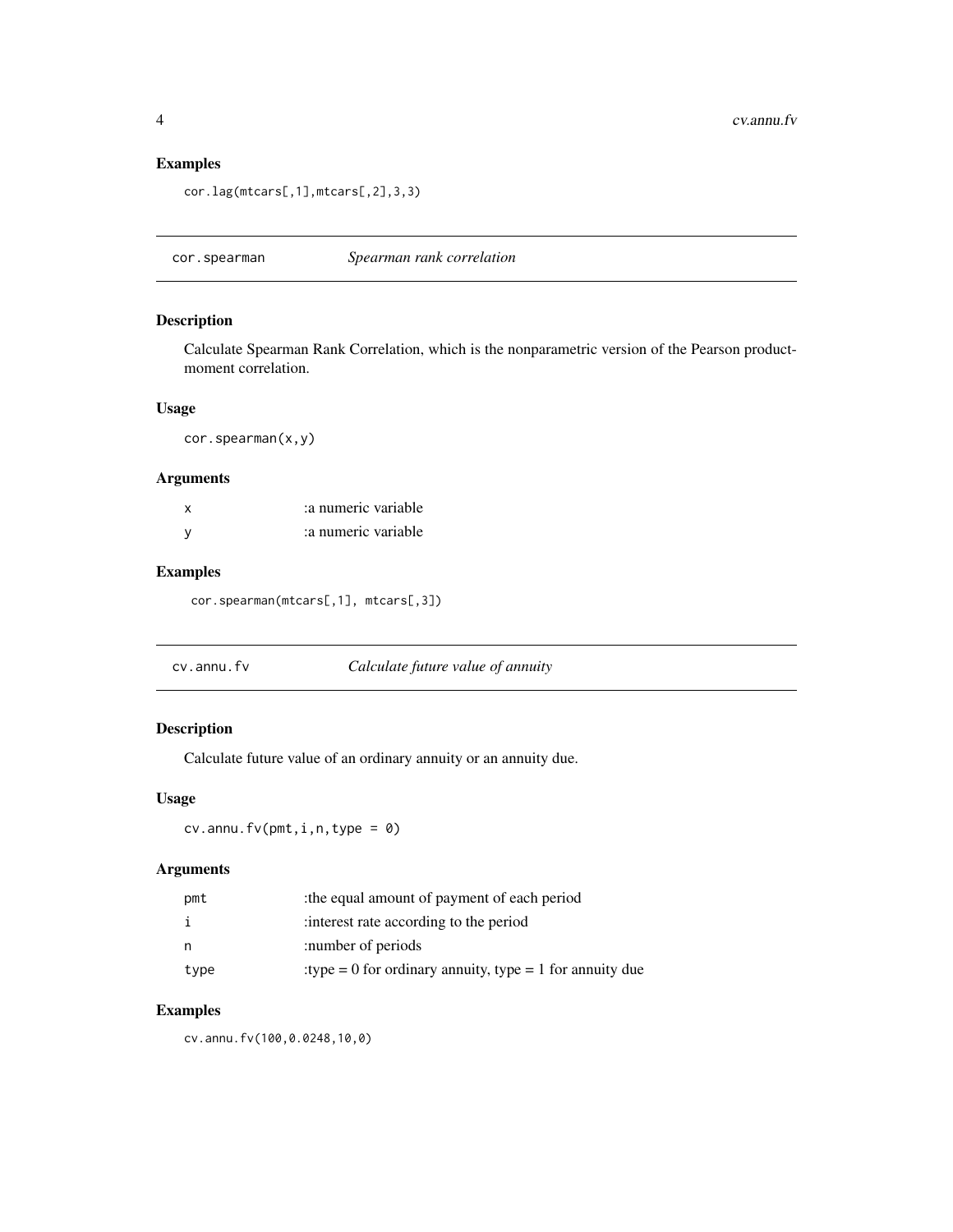### Examples

```
cor.lag(mtcars[,1],mtcars[,2],3,3)
```

## cor.spearman — *Spearman rank correlation*

### Description

Calculate Spearman Rank Correlation, which is the nonparametric version of the Pearson product-moment correlation.

### Usage

```
cor.spearman(x,y)
```

### Arguments

| | |
|---|---|
| x | :a numeric variable |
| y | :a numeric variable |

### Examples

```
cor.spearman(mtcars[,1], mtcars[,3])
```

## cv.annu.fv — *Calculate future value of annuity*

### Description

Calculate future value of an ordinary annuity or an annuity due.

### Usage

```
cv.annu.fv(pmt,i,n,type = 0)
```

### Arguments

| | |
|---|---|
| pmt | :the equal amount of payment of each period |
| i | :interest rate according to the period |
| n | :number of periods |
| type | :type = 0 for ordinary annuity, type = 1 for annuity due |

### Examples

```
cv.annu.fv(100,0.0248,10,0)
```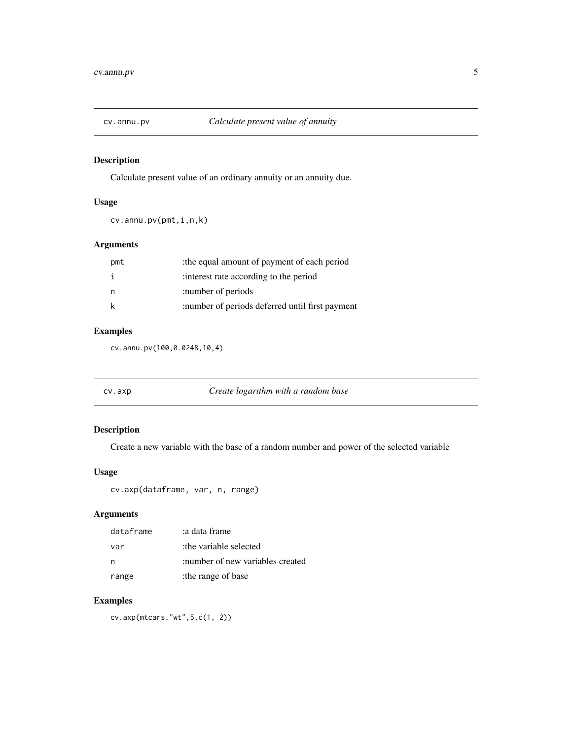## cv.annu.pv *Calculate present value of annuity*

### Description

Calculate present value of an ordinary annuity or an annuity due.

### Usage

```
cv.annu.pv(pmt,i,n,k)
```

### Arguments

| | |
|---|---|
| pmt | :the equal amount of payment of each period |
| i | :interest rate according to the period |
| n | :number of periods |
| k | :number of periods deferred until first payment |

### Examples

```
cv.annu.pv(100,0.0248,10,4)
```

## cv.axp *Create logarithm with a random base*

### Description

Create a new variable with the base of a random number and power of the selected variable

### Usage

```
cv.axp(dataframe, var, n, range)
```

### Arguments

| | |
|---|---|
| dataframe | :a data frame |
| var | :the variable selected |
| n | :number of new variables created |
| range | :the range of base |

### Examples

```
cv.axp(mtcars,"wt",5,c(1, 2))
```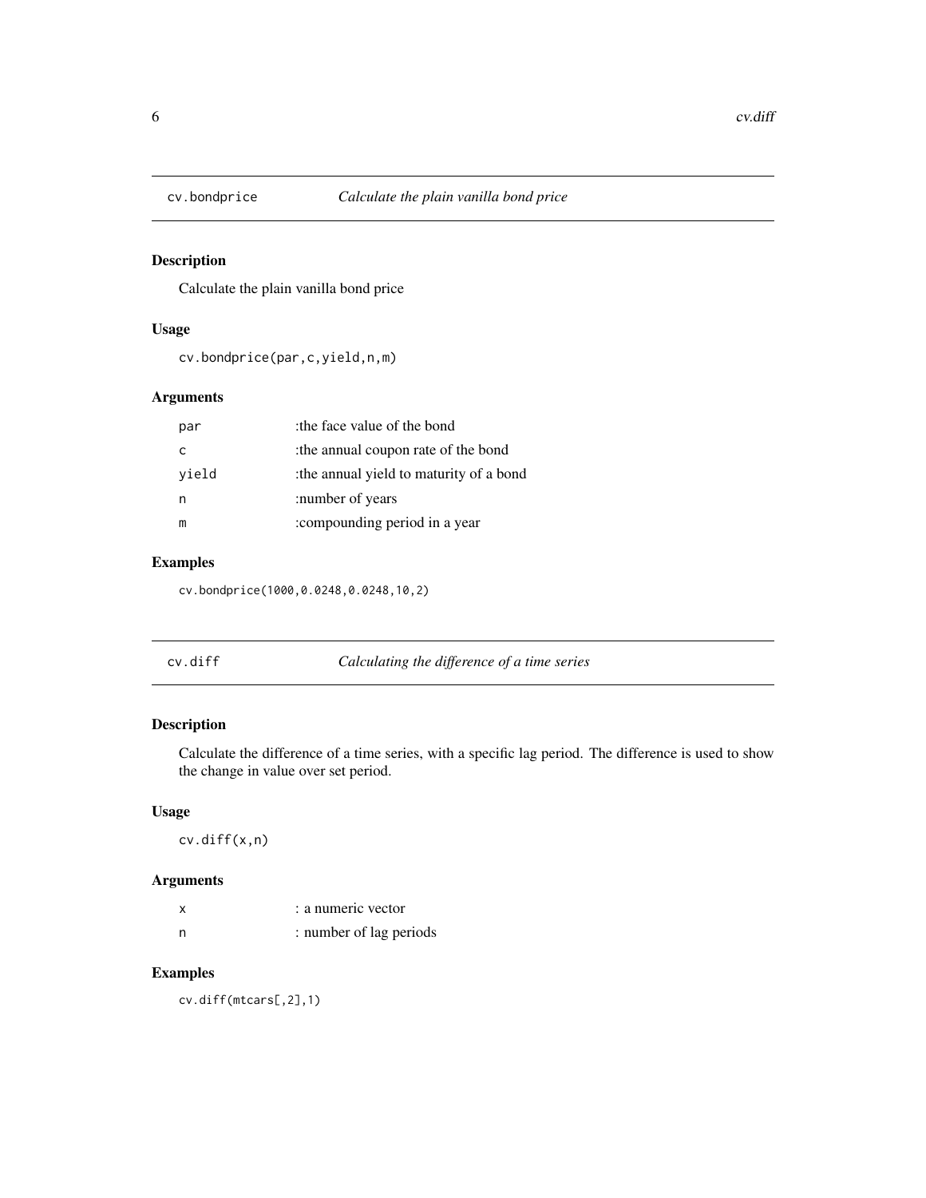## cv.bondprice *Calculate the plain vanilla bond price*

### Description

Calculate the plain vanilla bond price

### Usage

```
cv.bondprice(par,c,yield,n,m)
```

### Arguments

| | |
|---|---|
| par | :the face value of the bond |
| c | :the annual coupon rate of the bond |
| yield | :the annual yield to maturity of a bond |
| n | :number of years |
| m | :compounding period in a year |

### Examples

```
cv.bondprice(1000,0.0248,0.0248,10,2)
```

## cv.diff *Calculating the difference of a time series*

### Description

Calculate the difference of a time series, with a specific lag period. The difference is used to show the change in value over set period.

### Usage

```
cv.diff(x,n)
```

### Arguments

| | |
|---|---|
| x | : a numeric vector |
| n | : number of lag periods |

### Examples

```
cv.diff(mtcars[,2],1)
```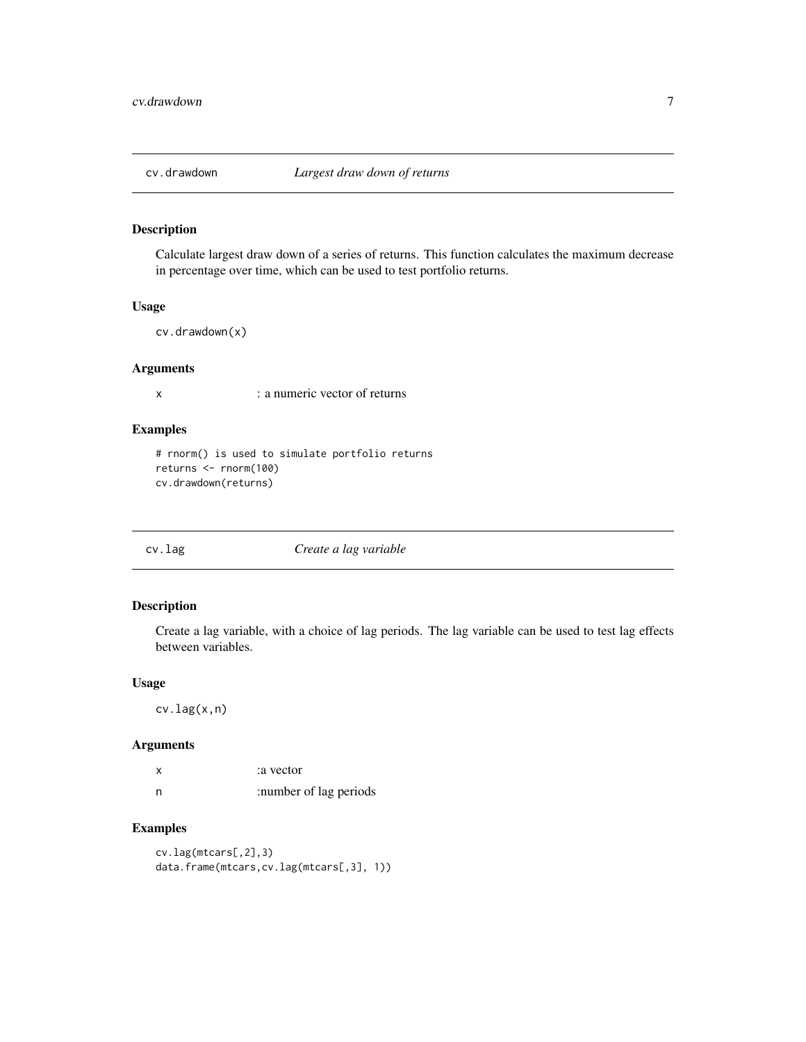## cv.drawdown *Largest draw down of returns*

### Description

Calculate largest draw down of a series of returns. This function calculates the maximum decrease in percentage over time, which can be used to test portfolio returns.

### Usage

```
cv.drawdown(x)
```

### Arguments

| | |
|---|---|
| x | : a numeric vector of returns |

### Examples

```
# rnorm() is used to simulate portfolio returns
returns <- rnorm(100)
cv.drawdown(returns)
```

## cv.lag *Create a lag variable*

### Description

Create a lag variable, with a choice of lag periods. The lag variable can be used to test lag effects between variables.

### Usage

```
cv.lag(x,n)
```

### Arguments

| | |
|---|---|
| x | :a vector |
| n | :number of lag periods |

### Examples

```
cv.lag(mtcars[,2],3)
data.frame(mtcars,cv.lag(mtcars[,3], 1))
```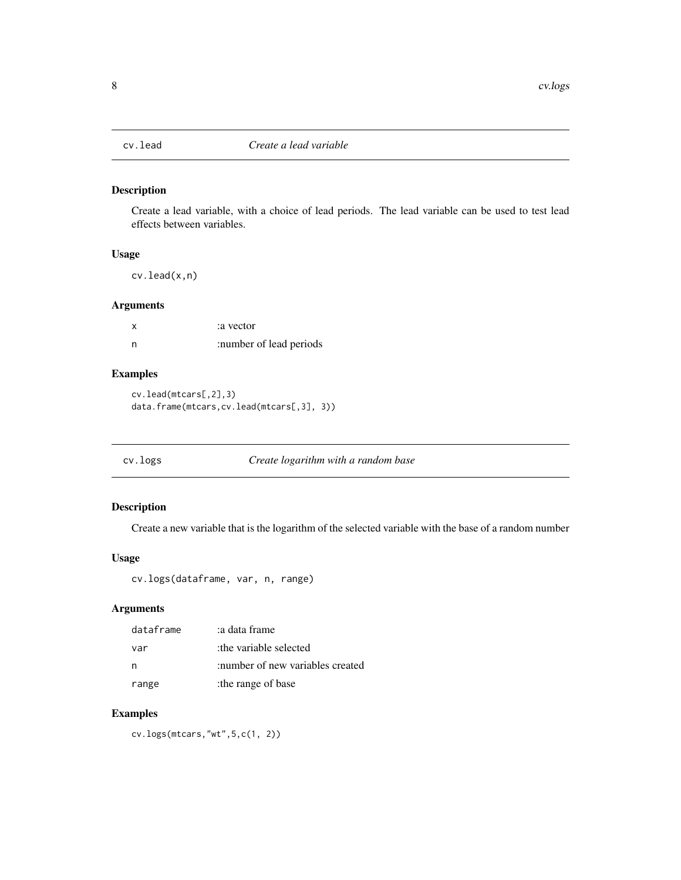## cv.lead *Create a lead variable*

### Description

Create a lead variable, with a choice of lead periods. The lead variable can be used to test lead effects between variables.

### Usage

```
cv.lead(x,n)
```

### Arguments

| | |
|---|---|
| x | :a vector |
| n | :number of lead periods |

### Examples

```
cv.lead(mtcars[,2],3)
data.frame(mtcars,cv.lead(mtcars[,3], 3))
```

## cv.logs *Create logarithm with a random base*

### Description

Create a new variable that is the logarithm of the selected variable with the base of a random number

### Usage

```
cv.logs(dataframe, var, n, range)
```

### Arguments

| | |
|---|---|
| dataframe | :a data frame |
| var | :the variable selected |
| n | :number of new variables created |
| range | :the range of base |

### Examples

```
cv.logs(mtcars,"wt",5,c(1, 2))
```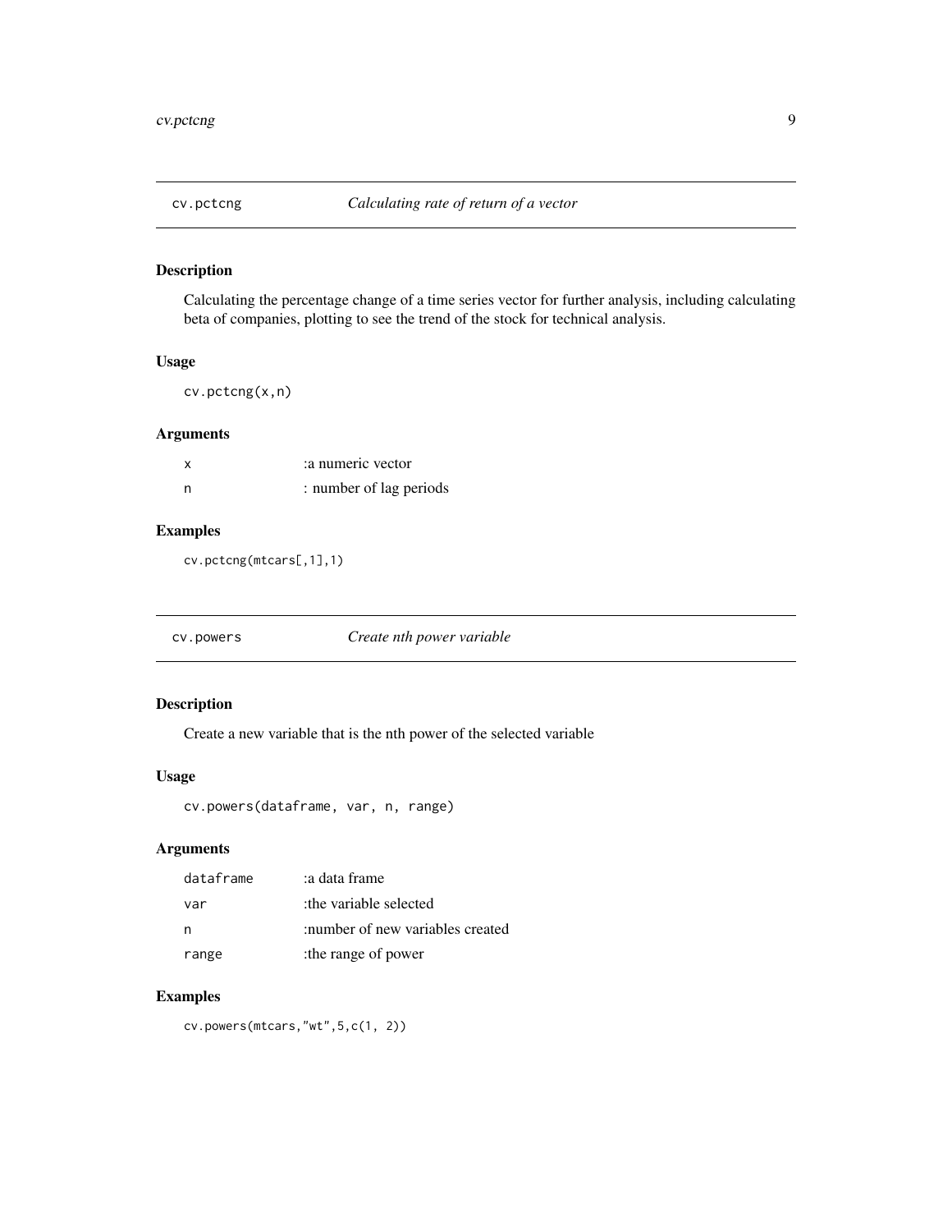## cv.pctcng — *Calculating rate of return of a vector*

### Description

Calculating the percentage change of a time series vector for further analysis, including calculating beta of companies, plotting to see the trend of the stock for technical analysis.

### Usage

```
cv.pctcng(x,n)
```

### Arguments

| | |
|---|---|
| `x` | :a numeric vector |
| `n` | : number of lag periods |

### Examples

```
cv.pctcng(mtcars[,1],1)
```

## cv.powers — *Create nth power variable*

### Description

Create a new variable that is the nth power of the selected variable

### Usage

```
cv.powers(dataframe, var, n, range)
```

### Arguments

| | |
|---|---|
| `dataframe` | :a data frame |
| `var` | :the variable selected |
| `n` | :number of new variables created |
| `range` | :the range of power |

### Examples

```
cv.powers(mtcars,"wt",5,c(1, 2))
```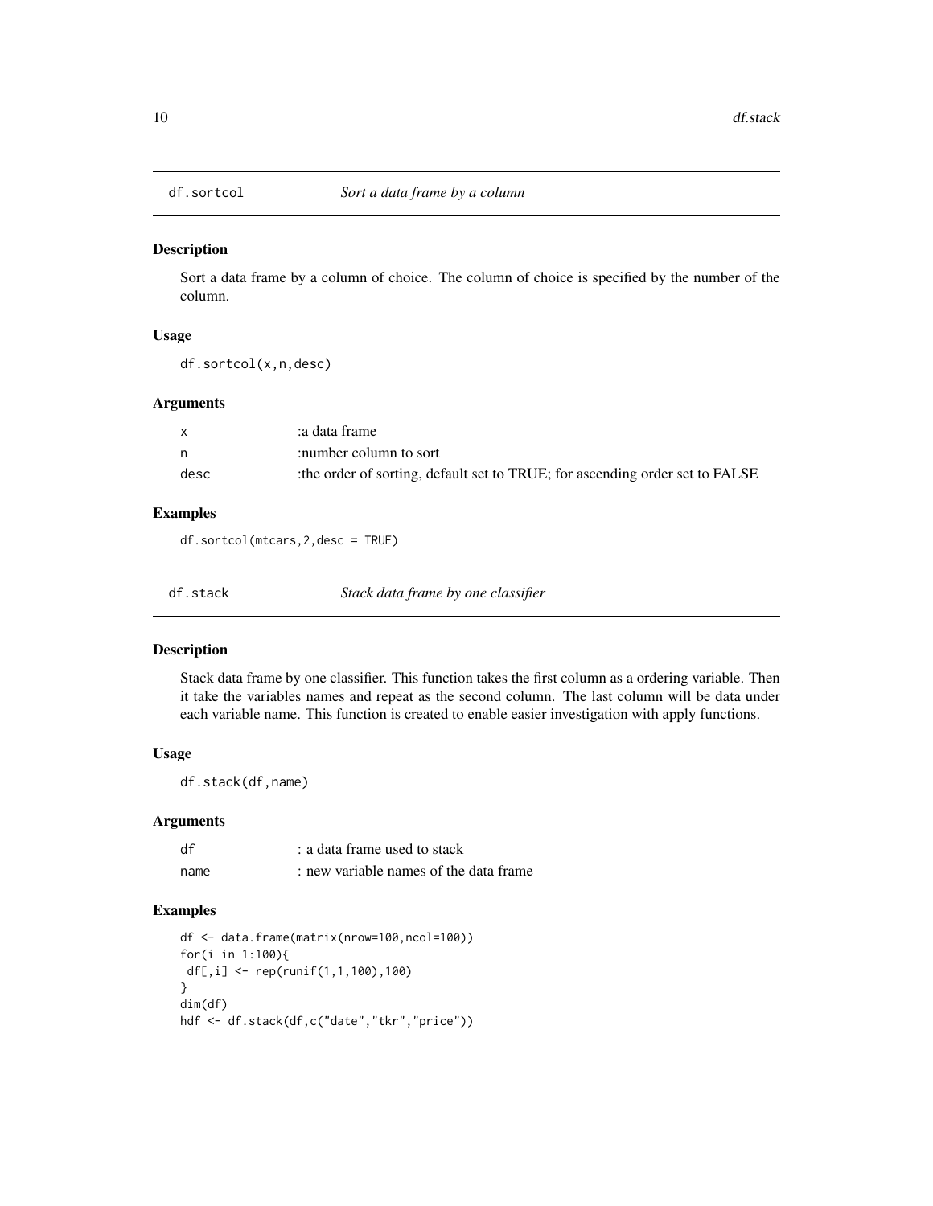## df.sortcol — *Sort a data frame by a column*

### Description

Sort a data frame by a column of choice. The column of choice is specified by the number of the column.

### Usage

```
df.sortcol(x,n,desc)
```

### Arguments

| | |
|---|---|
| x | :a data frame |
| n | :number column to sort |
| desc | :the order of sorting, default set to TRUE; for ascending order set to FALSE |

### Examples

```
df.sortcol(mtcars,2,desc = TRUE)
```

## df.stack — *Stack data frame by one classifier*

### Description

Stack data frame by one classifier. This function takes the first column as a ordering variable. Then it take the variables names and repeat as the second column. The last column will be data under each variable name. This function is created to enable easier investigation with apply functions.

### Usage

```
df.stack(df,name)
```

### Arguments

| | |
|---|---|
| df | : a data frame used to stack |
| name | : new variable names of the data frame |

### Examples

```
df <- data.frame(matrix(nrow=100,ncol=100))
for(i in 1:100){
 df[,i] <- rep(runif(1,1,100),100)
}
dim(df)
hdf <- df.stack(df,c("date","tkr","price"))
```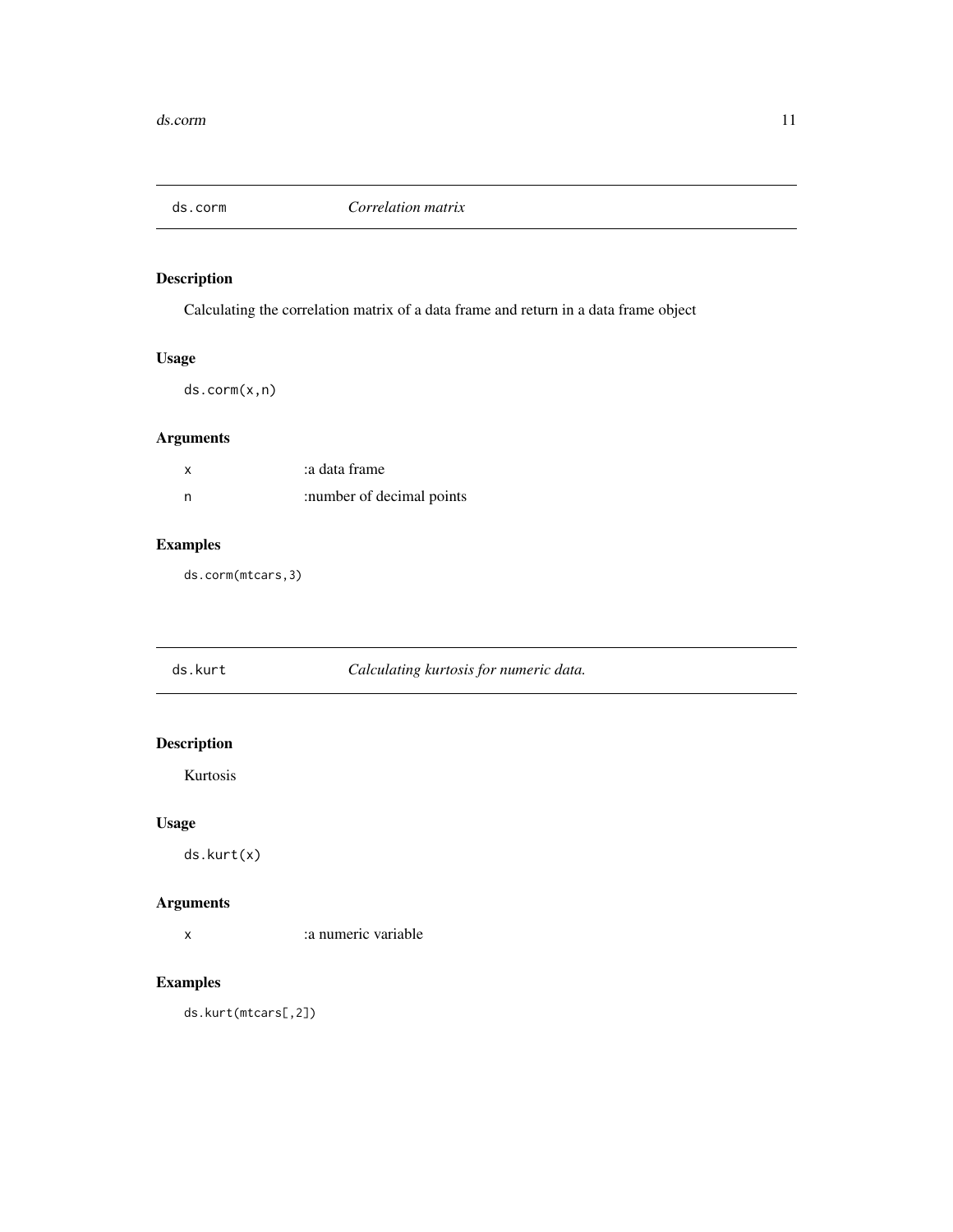## ds.corm *Correlation matrix*

### Description

Calculating the correlation matrix of a data frame and return in a data frame object

### Usage

```
ds.corm(x,n)
```

### Arguments

| | |
|---|---|
| x | :a data frame |
| n | :number of decimal points |

### Examples

```
ds.corm(mtcars,3)
```

## ds.kurt *Calculating kurtosis for numeric data.*

### Description

Kurtosis

### Usage

```
ds.kurt(x)
```

### Arguments

| | |
|---|---|
| x | :a numeric variable |

### Examples

```
ds.kurt(mtcars[,2])
```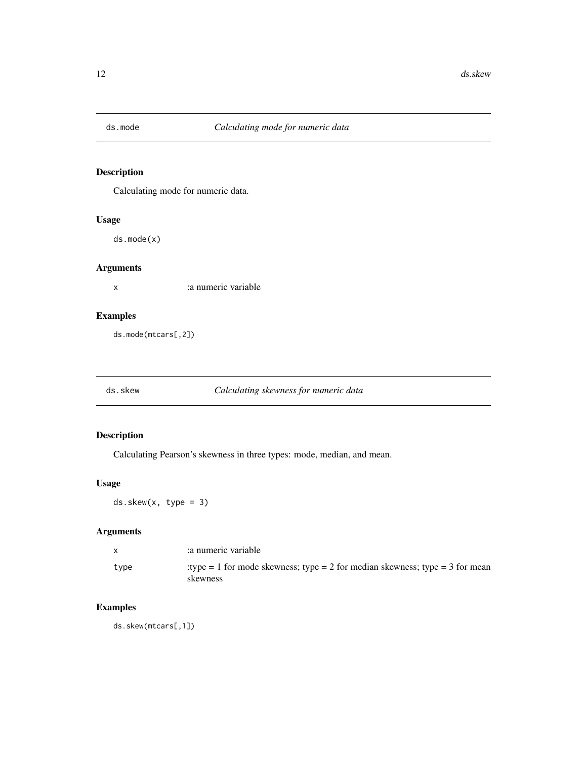## ds.mode &nbsp;&nbsp;&nbsp; *Calculating mode for numeric data*

### Description

Calculating mode for numeric data.

### Usage

```
ds.mode(x)
```

### Arguments

| | |
|---|---|
| x | :a numeric variable |

### Examples

```
ds.mode(mtcars[,2])
```

## ds.skew &nbsp;&nbsp;&nbsp; *Calculating skewness for numeric data*

### Description

Calculating Pearson's skewness in three types: mode, median, and mean.

### Usage

```
ds.skew(x, type = 3)
```

### Arguments

| | |
|---|---|
| x | :a numeric variable |
| type | :type = 1 for mode skewness; type = 2 for median skewness; type = 3 for mean skewness |

### Examples

```
ds.skew(mtcars[,1])
```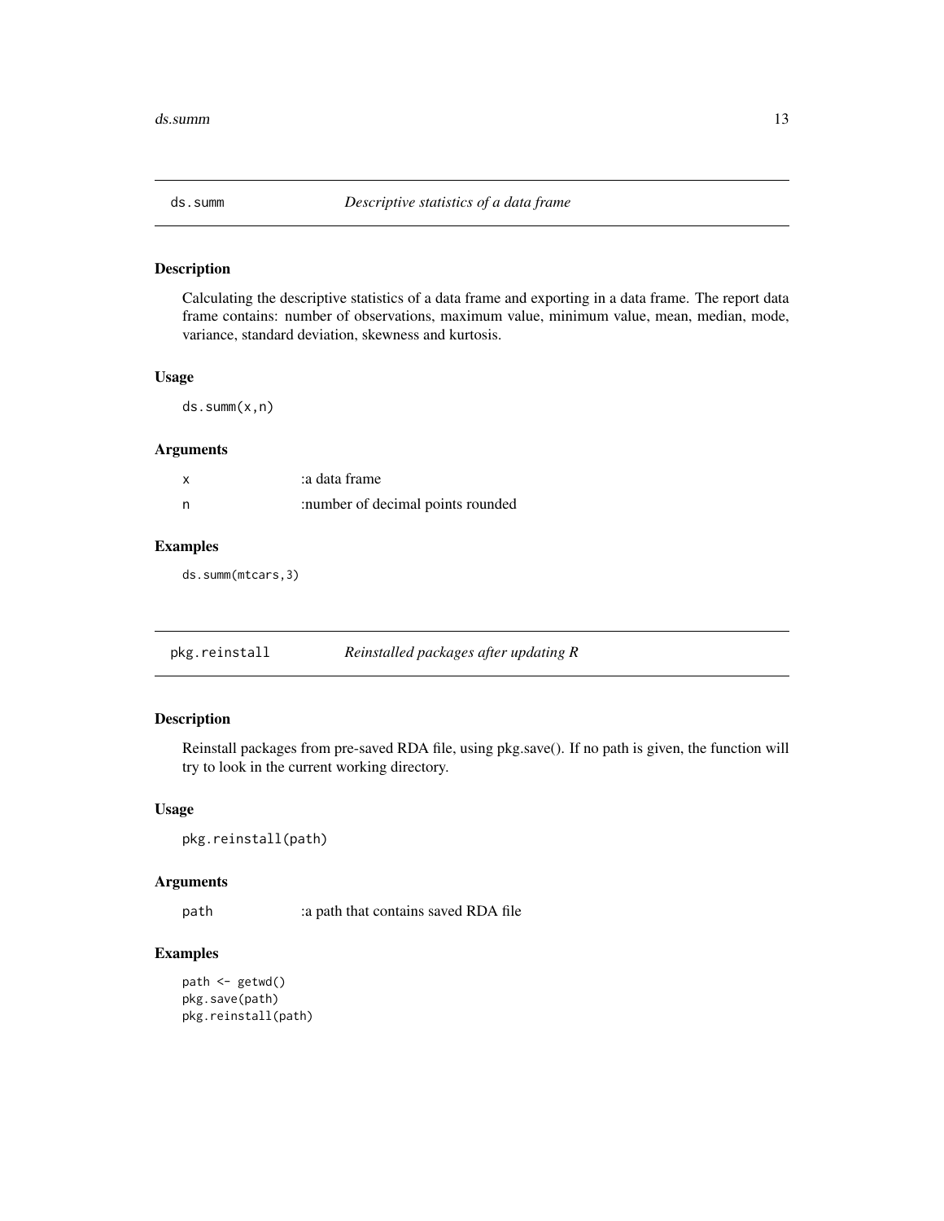## ds.summ *Descriptive statistics of a data frame*

### Description

Calculating the descriptive statistics of a data frame and exporting in a data frame. The report data frame contains: number of observations, maximum value, minimum value, mean, median, mode, variance, standard deviation, skewness and kurtosis.

### Usage

```
ds.summ(x,n)
```

### Arguments

| | |
|---|---|
| x | :a data frame |
| n | :number of decimal points rounded |

### Examples

```
ds.summ(mtcars,3)
```

## pkg.reinstall *Reinstalled packages after updating R*

### Description

Reinstall packages from pre-saved RDA file, using pkg.save(). If no path is given, the function will try to look in the current working directory.

### Usage

```
pkg.reinstall(path)
```

### Arguments

| | |
|---|---|
| path | :a path that contains saved RDA file |

### Examples

```
path <- getwd()
pkg.save(path)
pkg.reinstall(path)
```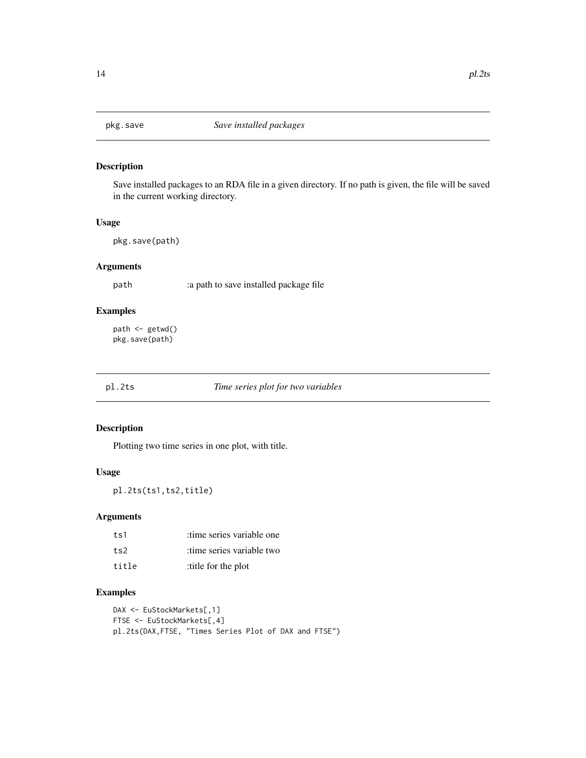## pkg.save *Save installed packages*

### Description

Save installed packages to an RDA file in a given directory. If no path is given, the file will be saved in the current working directory.

### Usage

```
pkg.save(path)
```

### Arguments

| | |
|---|---|
| path | :a path to save installed package file |

### Examples

```
path <- getwd()
pkg.save(path)
```

## pl.2ts *Time series plot for two variables*

### Description

Plotting two time series in one plot, with title.

### Usage

```
pl.2ts(ts1,ts2,title)
```

### Arguments

| | |
|---|---|
| ts1 | :time series variable one |
| ts2 | :time series variable two |
| title | :title for the plot |

### Examples

```
DAX <- EuStockMarkets[,1]
FTSE <- EuStockMarkets[,4]
pl.2ts(DAX,FTSE, "Times Series Plot of DAX and FTSE")
```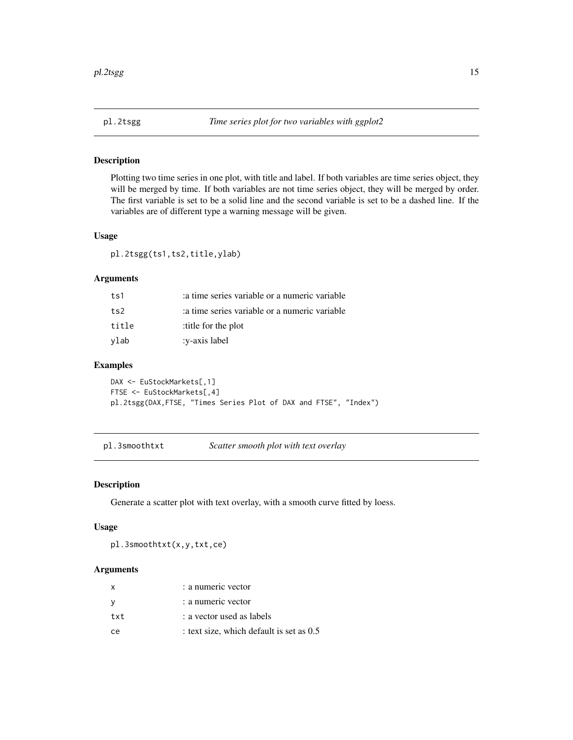## pl.2tsgg — *Time series plot for two variables with ggplot2*

### Description

Plotting two time series in one plot, with title and label. If both variables are time series object, they will be merged by time. If both variables are not time series object, they will be merged by order. The first variable is set to be a solid line and the second variable is set to be a dashed line. If the variables are of different type a warning message will be given.

### Usage

```
pl.2tsgg(ts1,ts2,title,ylab)
```

### Arguments

| | |
|---|---|
| ts1 | :a time series variable or a numeric variable |
| ts2 | :a time series variable or a numeric variable |
| title | :title for the plot |
| ylab | :y-axis label |

### Examples

```
DAX <- EuStockMarkets[,1]
FTSE <- EuStockMarkets[,4]
pl.2tsgg(DAX,FTSE, "Times Series Plot of DAX and FTSE", "Index")
```

## pl.3smoothtxt — *Scatter smooth plot with text overlay*

### Description

Generate a scatter plot with text overlay, with a smooth curve fitted by loess.

### Usage

```
pl.3smoothtxt(x,y,txt,ce)
```

### Arguments

| | |
|---|---|
| x | : a numeric vector |
| y | : a numeric vector |
| txt | : a vector used as labels |
| ce | : text size, which default is set as 0.5 |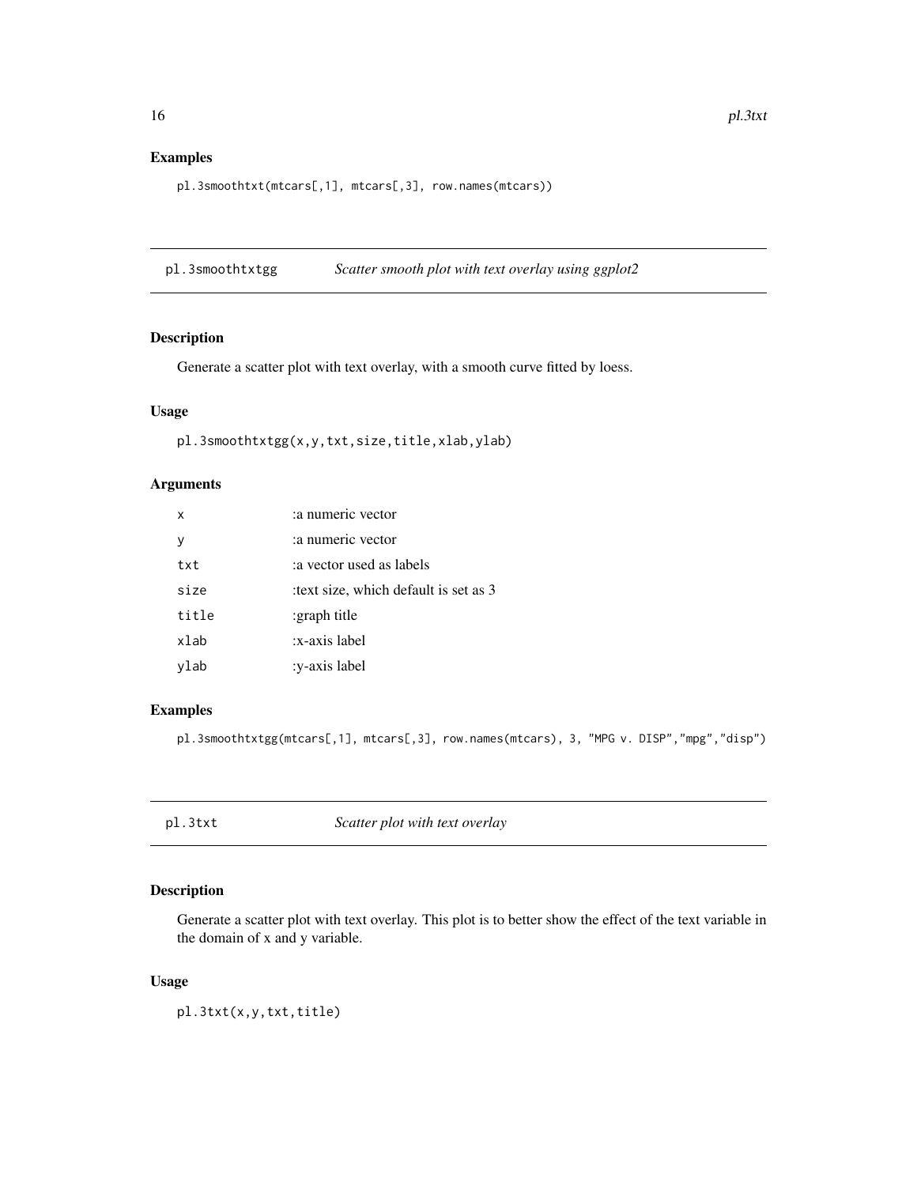## Examples

```
pl.3smoothtxt(mtcars[,1], mtcars[,3], row.names(mtcars))
```

---

# pl.3smoothtxtgg *Scatter smooth plot with text overlay using ggplot2*

---

## Description

Generate a scatter plot with text overlay, with a smooth curve fitted by loess.

## Usage

```
pl.3smoothtxtgg(x,y,txt,size,title,xlab,ylab)
```

## Arguments

| | |
|---|---|
| x | :a numeric vector |
| y | :a numeric vector |
| txt | :a vector used as labels |
| size | :text size, which default is set as 3 |
| title | :graph title |
| xlab | :x-axis label |
| ylab | :y-axis label |

## Examples

```
pl.3smoothtxtgg(mtcars[,1], mtcars[,3], row.names(mtcars), 3, "MPG v. DISP","mpg","disp")
```

---

# pl.3txt *Scatter plot with text overlay*

---

## Description

Generate a scatter plot with text overlay. This plot is to better show the effect of the text variable in the domain of x and y variable.

## Usage

```
pl.3txt(x,y,txt,title)
```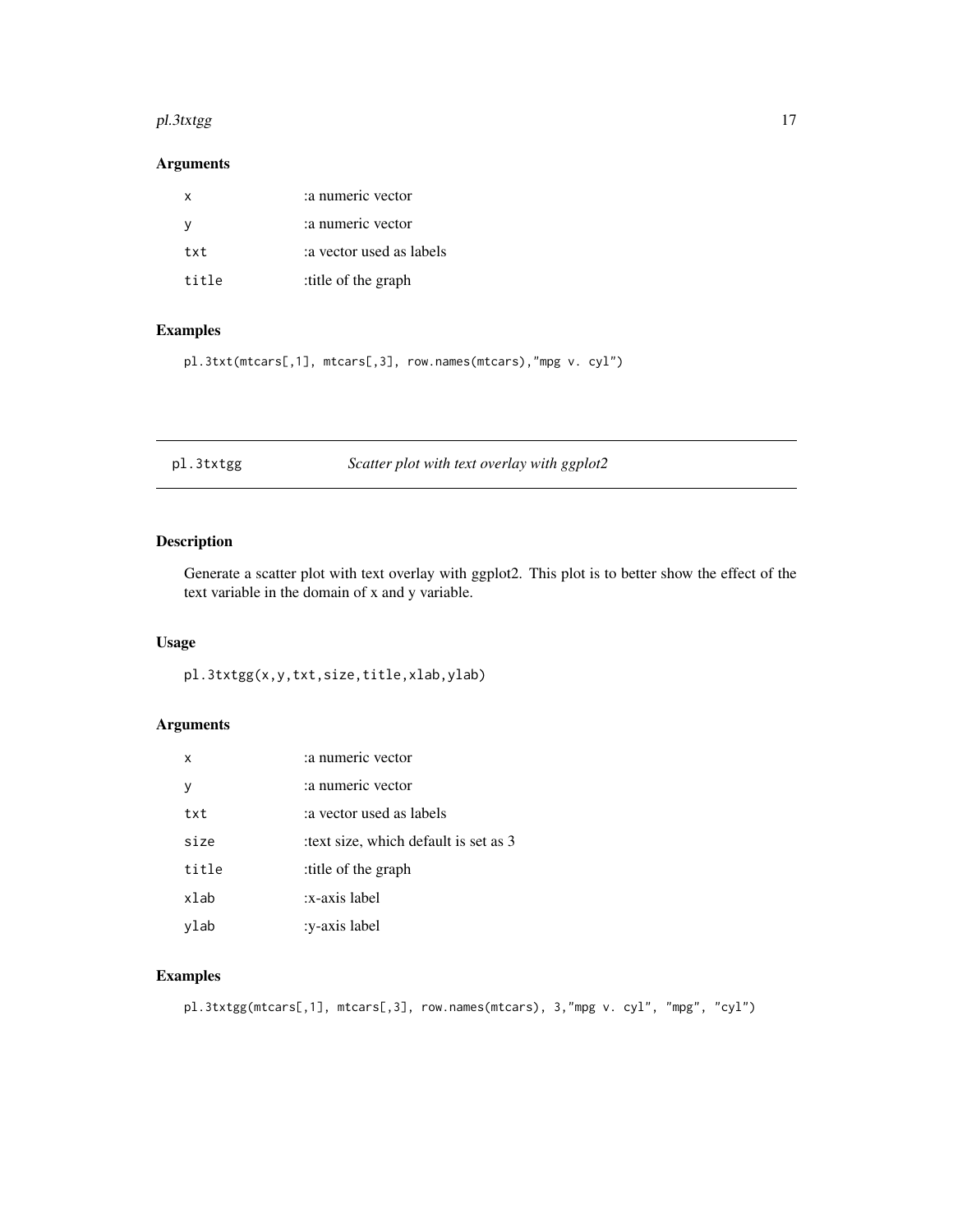## Arguments

| | |
|---|---|
| x | :a numeric vector |
| y | :a numeric vector |
| txt | :a vector used as labels |
| title | :title of the graph |

## Examples

```
pl.3txt(mtcars[,1], mtcars[,3], row.names(mtcars),"mpg v. cyl")
```

---

# pl.3txtgg *Scatter plot with text overlay with ggplot2*

---

## Description

Generate a scatter plot with text overlay with ggplot2. This plot is to better show the effect of the text variable in the domain of x and y variable.

## Usage

```
pl.3txtgg(x,y,txt,size,title,xlab,ylab)
```

## Arguments

| | |
|---|---|
| x | :a numeric vector |
| y | :a numeric vector |
| txt | :a vector used as labels |
| size | :text size, which default is set as 3 |
| title | :title of the graph |
| xlab | :x-axis label |
| ylab | :y-axis label |

## Examples

```
pl.3txtgg(mtcars[,1], mtcars[,3], row.names(mtcars), 3,"mpg v. cyl", "mpg", "cyl")
```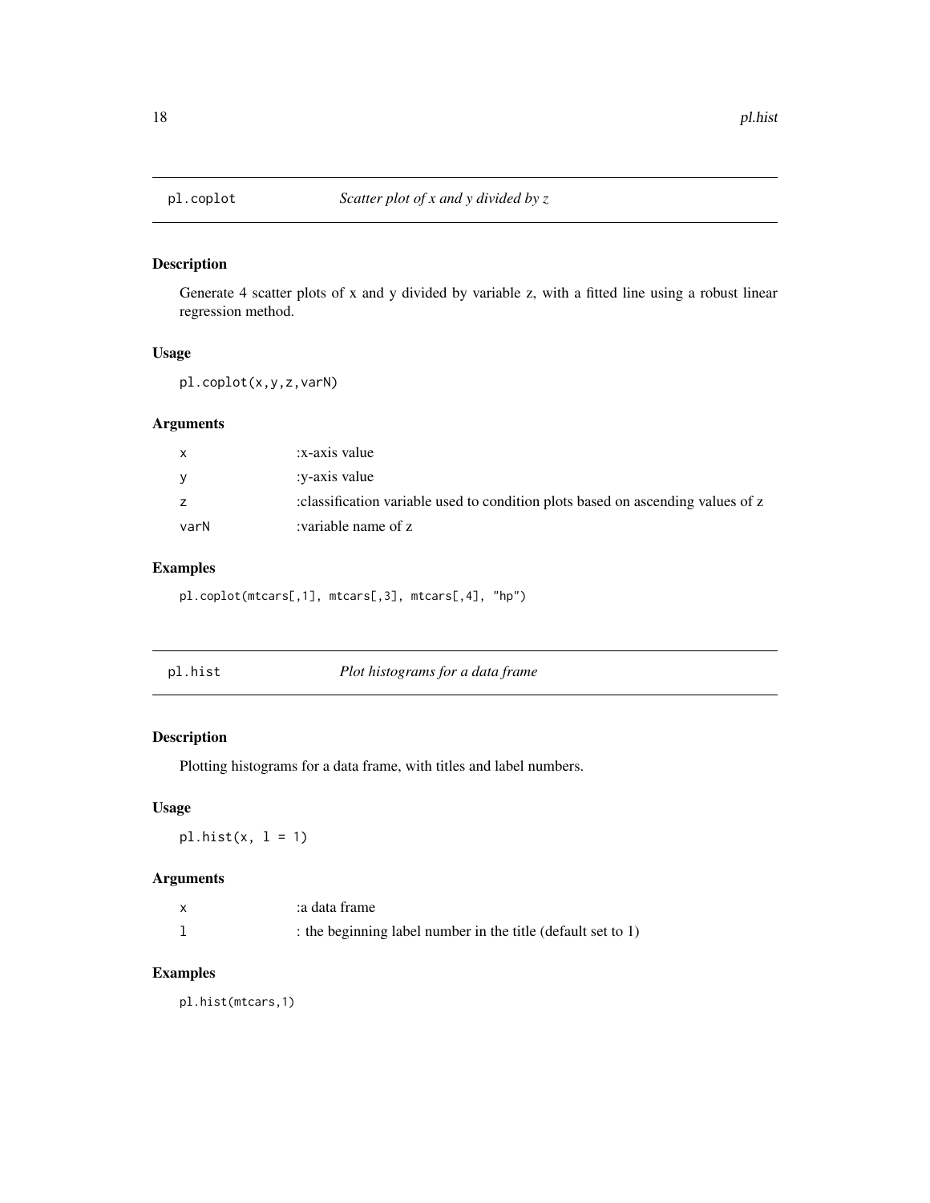## pl.coplot — *Scatter plot of x and y divided by z*

### Description

Generate 4 scatter plots of x and y divided by variable z, with a fitted line using a robust linear regression method.

### Usage

```
pl.coplot(x,y,z,varN)
```

### Arguments

| | |
|---|---|
| x | :x-axis value |
| y | :y-axis value |
| z | :classification variable used to condition plots based on ascending values of z |
| varN | :variable name of z |

### Examples

```
pl.coplot(mtcars[,1], mtcars[,3], mtcars[,4], "hp")
```

## pl.hist — *Plot histograms for a data frame*

### Description

Plotting histograms for a data frame, with titles and label numbers.

### Usage

```
pl.hist(x, l = 1)
```

### Arguments

| | |
|---|---|
| x | :a data frame |
| l | : the beginning label number in the title (default set to 1) |

### Examples

```
pl.hist(mtcars,1)
```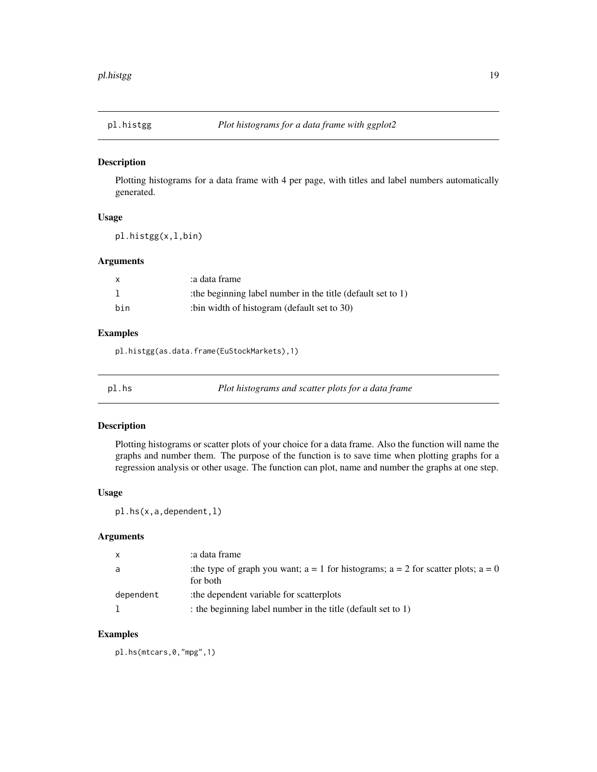## pl.histgg — *Plot histograms for a data frame with ggplot2*

### Description

Plotting histograms for a data frame with 4 per page, with titles and label numbers automatically generated.

### Usage

```
pl.histgg(x,l,bin)
```

### Arguments

| | |
|---|---|
| x | :a data frame |
| l | :the beginning label number in the title (default set to 1) |
| bin | :bin width of histogram (default set to 30) |

### Examples

```
pl.histgg(as.data.frame(EuStockMarkets),1)
```

## pl.hs — *Plot histograms and scatter plots for a data frame*

### Description

Plotting histograms or scatter plots of your choice for a data frame. Also the function will name the graphs and number them. The purpose of the function is to save time when plotting graphs for a regression analysis or other usage. The function can plot, name and number the graphs at one step.

### Usage

```
pl.hs(x,a,dependent,l)
```

### Arguments

| | |
|---|---|
| x | :a data frame |
| a | :the type of graph you want; a = 1 for histograms; a = 2 for scatter plots; a = 0 for both |
| dependent | :the dependent variable for scatterplots |
| l | : the beginning label number in the title (default set to 1) |

### Examples

```
pl.hs(mtcars,0,"mpg",1)
```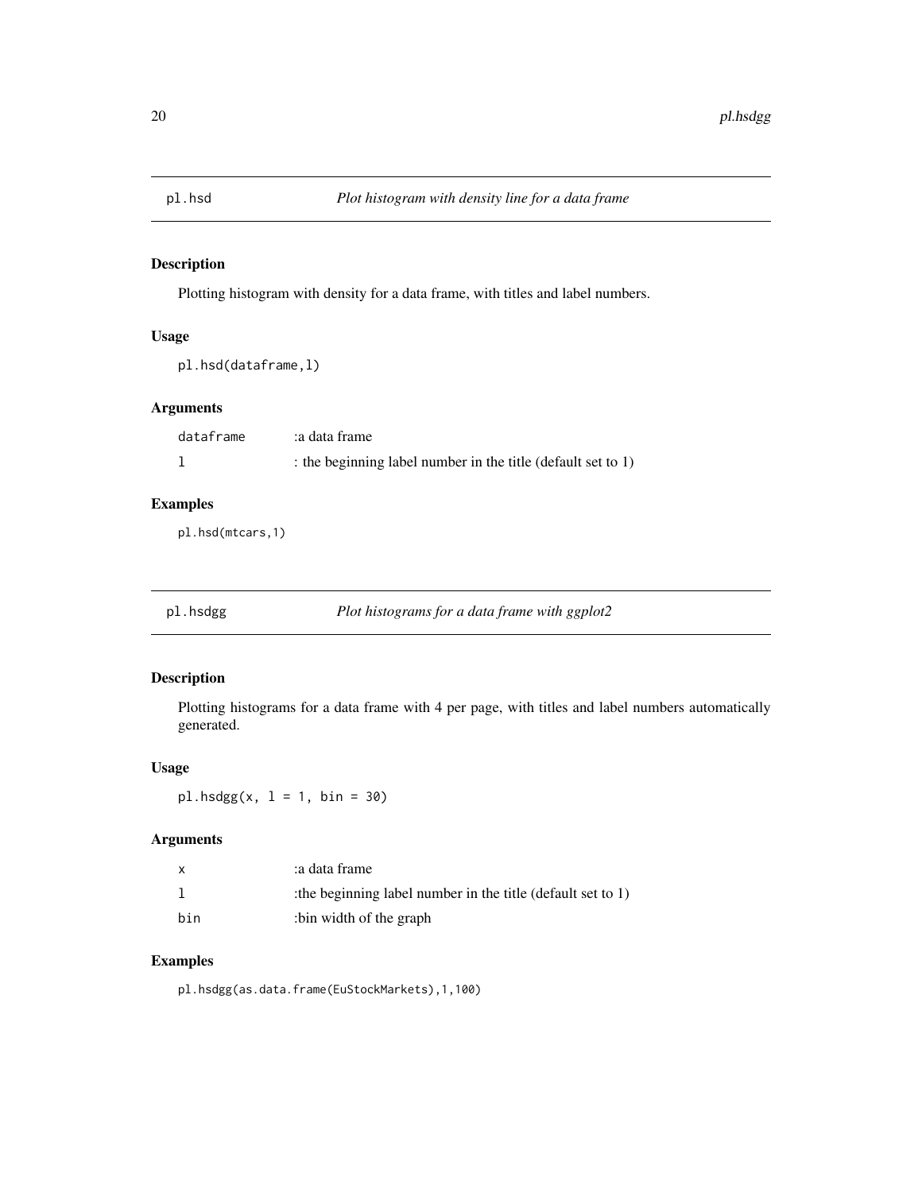## pl.hsd — *Plot histogram with density line for a data frame*

### Description

Plotting histogram with density for a data frame, with titles and label numbers.

### Usage

```
pl.hsd(dataframe,l)
```

### Arguments

| | |
|---|---|
| dataframe | :a data frame |
| l | : the beginning label number in the title (default set to 1) |

### Examples

```
pl.hsd(mtcars,1)
```

## pl.hsdgg — *Plot histograms for a data frame with ggplot2*

### Description

Plotting histograms for a data frame with 4 per page, with titles and label numbers automatically generated.

### Usage

```
pl.hsdgg(x, l = 1, bin = 30)
```

### Arguments

| | |
|---|---|
| x | :a data frame |
| l | :the beginning label number in the title (default set to 1) |
| bin | :bin width of the graph |

### Examples

```
pl.hsdgg(as.data.frame(EuStockMarkets),1,100)
```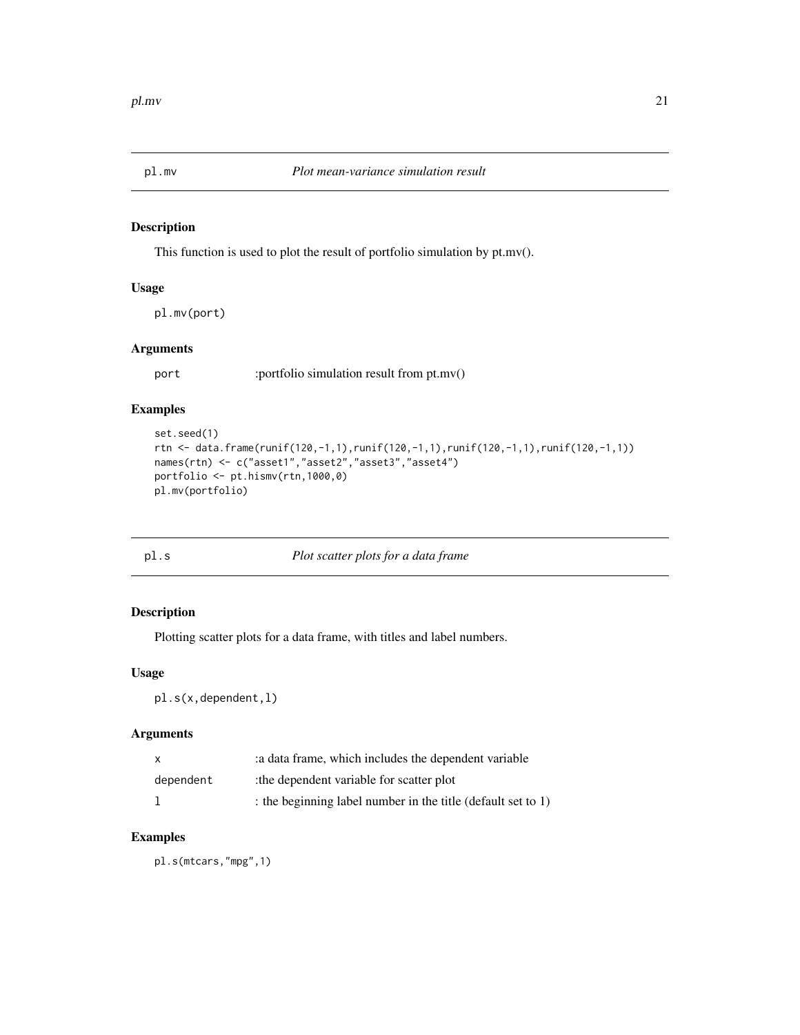## pl.mv *Plot mean-variance simulation result*

### Description

This function is used to plot the result of portfolio simulation by pt.mv().

### Usage

```
pl.mv(port)
```

### Arguments

| | |
|---|---|
| port | :portfolio simulation result from pt.mv() |

### Examples

```
set.seed(1)
rtn <- data.frame(runif(120,-1,1),runif(120,-1,1),runif(120,-1,1),runif(120,-1,1))
names(rtn) <- c("asset1","asset2","asset3","asset4")
portfolio <- pt.hismv(rtn,1000,0)
pl.mv(portfolio)
```

## pl.s *Plot scatter plots for a data frame*

### Description

Plotting scatter plots for a data frame, with titles and label numbers.

### Usage

```
pl.s(x,dependent,l)
```

### Arguments

| | |
|---|---|
| x | :a data frame, which includes the dependent variable |
| dependent | :the dependent variable for scatter plot |
| l | : the beginning label number in the title (default set to 1) |

### Examples

```
pl.s(mtcars,"mpg",1)
```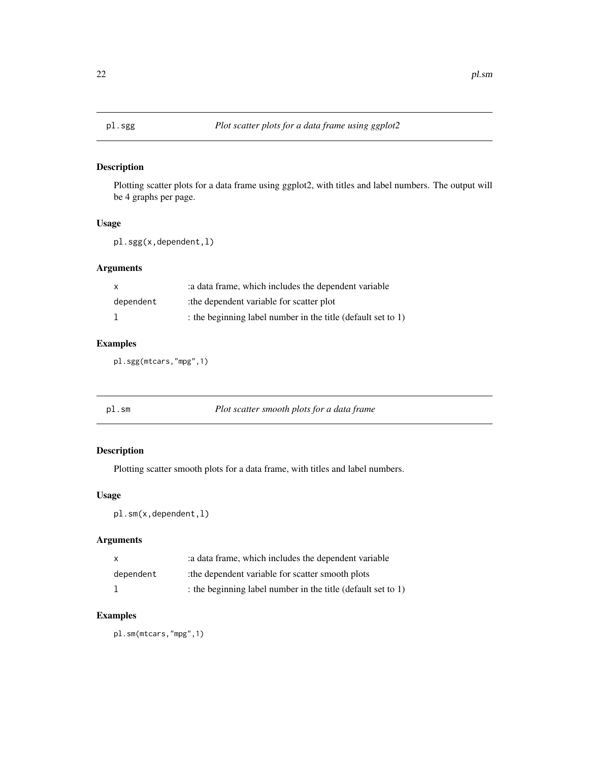## pl.sgg — *Plot scatter plots for a data frame using ggplot2*

### Description

Plotting scatter plots for a data frame using ggplot2, with titles and label numbers. The output will be 4 graphs per page.

### Usage

```
pl.sgg(x,dependent,l)
```

### Arguments

| | |
|---|---|
| x | :a data frame, which includes the dependent variable |
| dependent | :the dependent variable for scatter plot |
| l | : the beginning label number in the title (default set to 1) |

### Examples

```
pl.sgg(mtcars,"mpg",1)
```

## pl.sm — *Plot scatter smooth plots for a data frame*

### Description

Plotting scatter smooth plots for a data frame, with titles and label numbers.

### Usage

```
pl.sm(x,dependent,l)
```

### Arguments

| | |
|---|---|
| x | :a data frame, which includes the dependent variable |
| dependent | :the dependent variable for scatter smooth plots |
| l | : the beginning label number in the title (default set to 1) |

### Examples

```
pl.sm(mtcars,"mpg",1)
```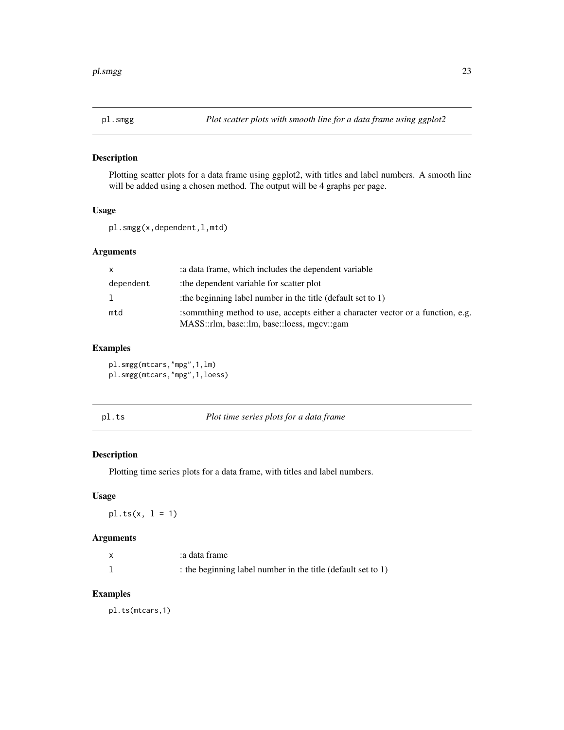## pl.smgg — *Plot scatter plots with smooth line for a data frame using ggplot2*

### Description

Plotting scatter plots for a data frame using ggplot2, with titles and label numbers. A smooth line will be added using a chosen method. The output will be 4 graphs per page.

### Usage

```
pl.smgg(x,dependent,l,mtd)
```

### Arguments

| | |
|---|---|
| x | :a data frame, which includes the dependent variable |
| dependent | :the dependent variable for scatter plot |
| l | :the beginning label number in the title (default set to 1) |
| mtd | :sommthing method to use, accepts either a character vector or a function, e.g. MASS::rlm, base::lm, base::loess, mgcv::gam |

### Examples

```
pl.smgg(mtcars,"mpg",1,lm)
pl.smgg(mtcars,"mpg",1,loess)
```

## pl.ts — *Plot time series plots for a data frame*

### Description

Plotting time series plots for a data frame, with titles and label numbers.

### Usage

```
pl.ts(x, l = 1)
```

### Arguments

| | |
|---|---|
| x | :a data frame |
| l | : the beginning label number in the title (default set to 1) |

### Examples

```
pl.ts(mtcars,1)
```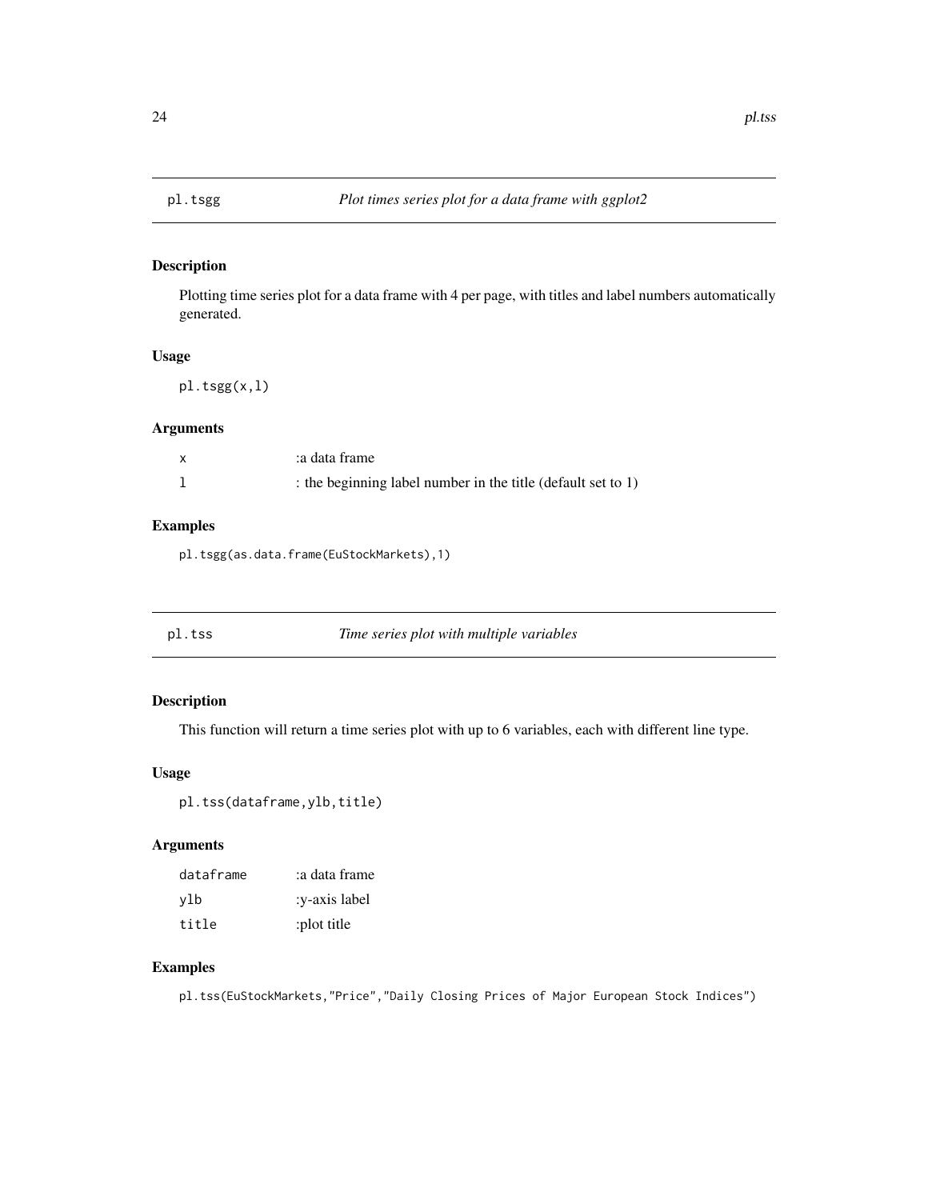## pl.tsgg    *Plot times series plot for a data frame with ggplot2*

### Description

Plotting time series plot for a data frame with 4 per page, with titles and label numbers automatically generated.

### Usage

```
pl.tsgg(x,l)
```

### Arguments

| | |
|---|---|
| x | :a data frame |
| l | : the beginning label number in the title (default set to 1) |

### Examples

```
pl.tsgg(as.data.frame(EuStockMarkets),1)
```

## pl.tss    *Time series plot with multiple variables*

### Description

This function will return a time series plot with up to 6 variables, each with different line type.

### Usage

```
pl.tss(dataframe,ylb,title)
```

### Arguments

| | |
|---|---|
| dataframe | :a data frame |
| ylb | :y-axis label |
| title | :plot title |

### Examples

```
pl.tss(EuStockMarkets,"Price","Daily Closing Prices of Major European Stock Indices")
```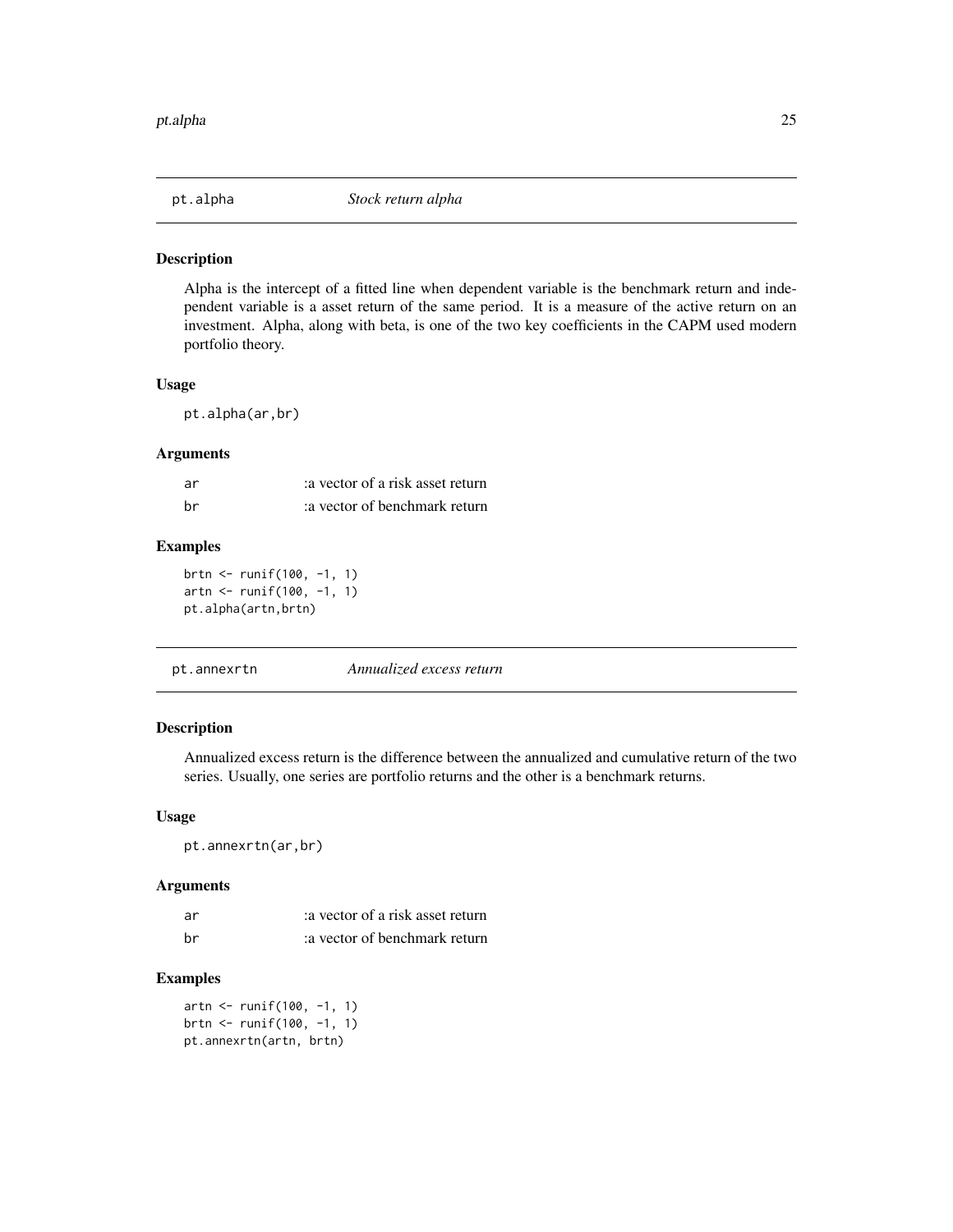## pt.alpha — *Stock return alpha*

### Description

Alpha is the intercept of a fitted line when dependent variable is the benchmark return and independent variable is a asset return of the same period. It is a measure of the active return on an investment. Alpha, along with beta, is one of the two key coefficients in the CAPM used modern portfolio theory.

### Usage

```
pt.alpha(ar,br)
```

### Arguments

| | |
|---|---|
| ar | :a vector of a risk asset return |
| br | :a vector of benchmark return |

### Examples

```
brtn <- runif(100, -1, 1)
artn <- runif(100, -1, 1)
pt.alpha(artn,brtn)
```

## pt.annexrtn — *Annualized excess return*

### Description

Annualized excess return is the difference between the annualized and cumulative return of the two series. Usually, one series are portfolio returns and the other is a benchmark returns.

### Usage

```
pt.annexrtn(ar,br)
```

### Arguments

| | |
|---|---|
| ar | :a vector of a risk asset return |
| br | :a vector of benchmark return |

### Examples

```
artn <- runif(100, -1, 1)
brtn <- runif(100, -1, 1)
pt.annexrtn(artn, brtn)
```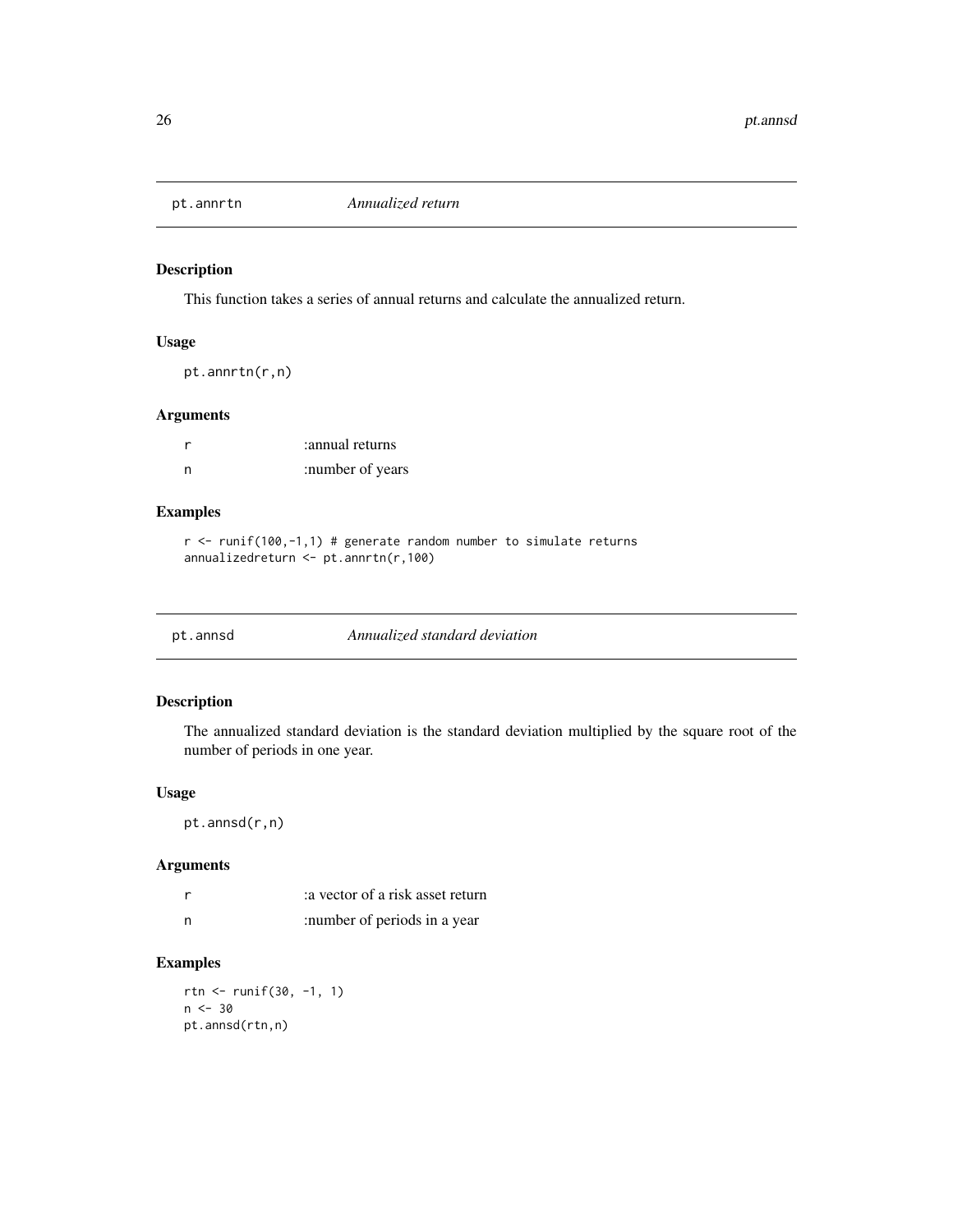## pt.annrtn *Annualized return*

### Description

This function takes a series of annual returns and calculate the annualized return.

### Usage

```
pt.annrtn(r,n)
```

### Arguments

| | |
|---|---|
| r | :annual returns |
| n | :number of years |

### Examples

```
r <- runif(100,-1,1) # generate random number to simulate returns
annualizedreturn <- pt.annrtn(r,100)
```

## pt.annsd *Annualized standard deviation*

### Description

The annualized standard deviation is the standard deviation multiplied by the square root of the number of periods in one year.

### Usage

```
pt.annsd(r,n)
```

### Arguments

| | |
|---|---|
| r | :a vector of a risk asset return |
| n | :number of periods in a year |

### Examples

```
rtn <- runif(30, -1, 1)
n <- 30
pt.annsd(rtn,n)
```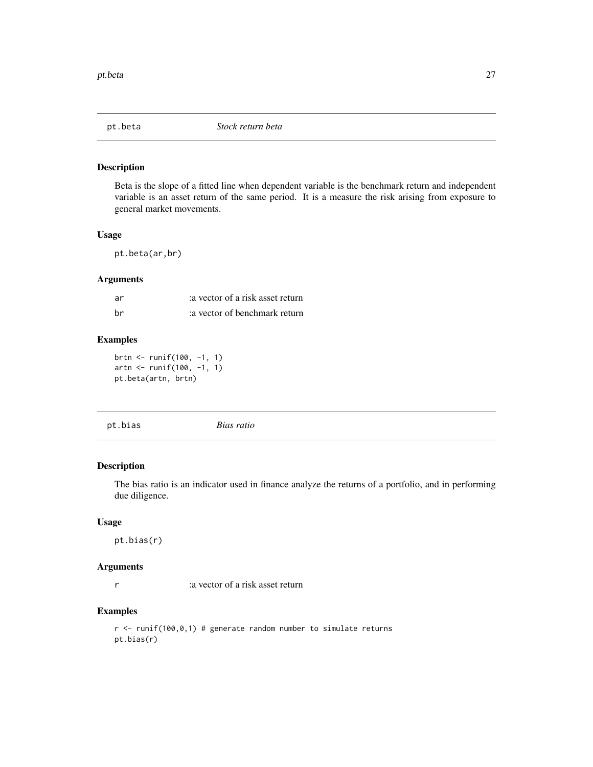## pt.beta — *Stock return beta*

### Description

Beta is the slope of a fitted line when dependent variable is the benchmark return and independent variable is an asset return of the same period. It is a measure the risk arising from exposure to general market movements.

### Usage

```
pt.beta(ar,br)
```

### Arguments

| | |
|---|---|
| ar | :a vector of a risk asset return |
| br | :a vector of benchmark return |

### Examples

```
brtn <- runif(100, -1, 1)
artn <- runif(100, -1, 1)
pt.beta(artn, brtn)
```

## pt.bias — *Bias ratio*

### Description

The bias ratio is an indicator used in finance analyze the returns of a portfolio, and in performing due diligence.

### Usage

```
pt.bias(r)
```

### Arguments

| | |
|---|---|
| r | :a vector of a risk asset return |

### Examples

```
r <- runif(100,0,1) # generate random number to simulate returns
pt.bias(r)
```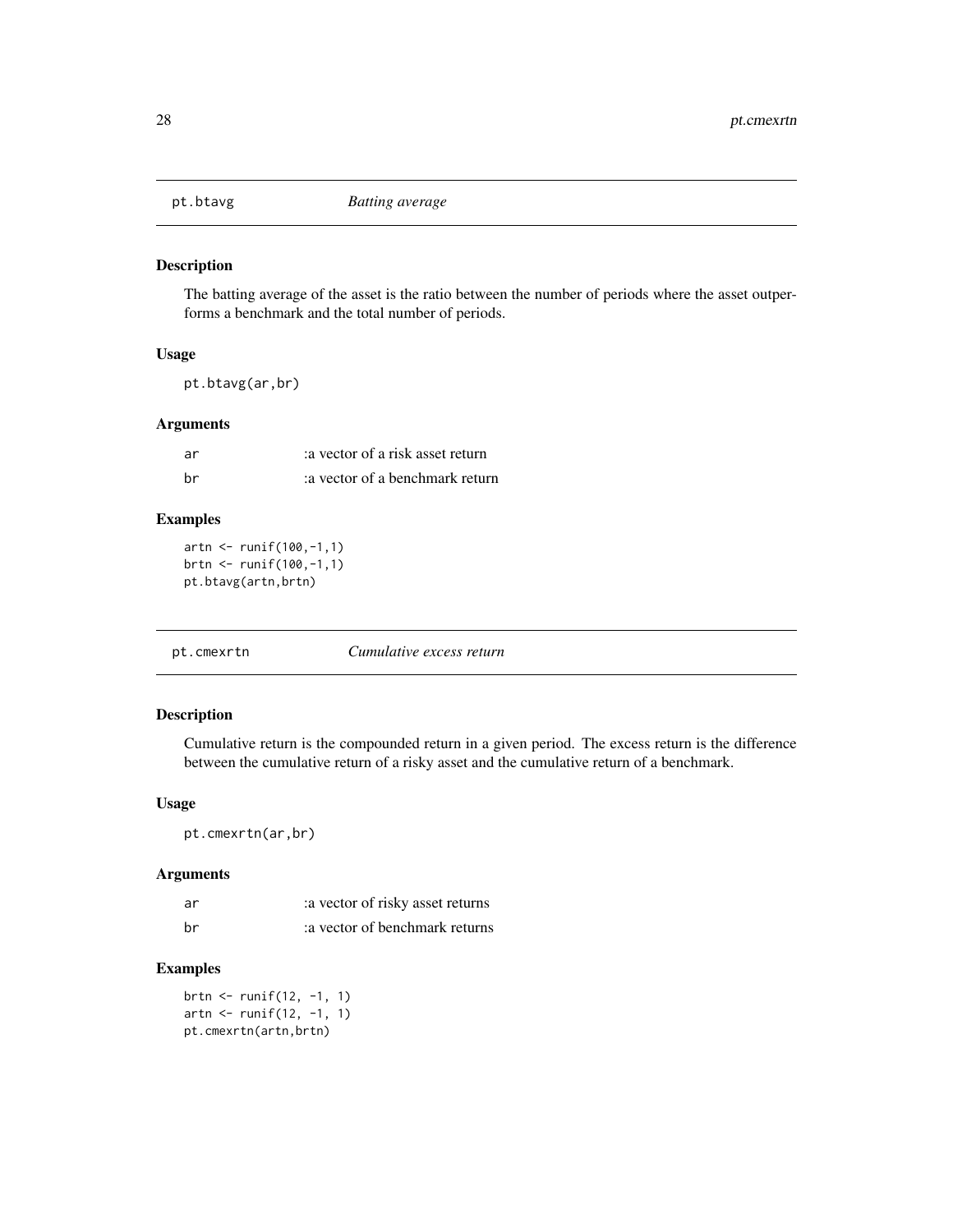## pt.btavg *Batting average*

### Description

The batting average of the asset is the ratio between the number of periods where the asset outperforms a benchmark and the total number of periods.

### Usage

```
pt.btavg(ar,br)
```

### Arguments

| | |
|---|---|
| ar | :a vector of a risk asset return |
| br | :a vector of a benchmark return |

### Examples

```
artn <- runif(100,-1,1)
brtn <- runif(100,-1,1)
pt.btavg(artn,brtn)
```

## pt.cmexrtn *Cumulative excess return*

### Description

Cumulative return is the compounded return in a given period. The excess return is the difference between the cumulative return of a risky asset and the cumulative return of a benchmark.

### Usage

```
pt.cmexrtn(ar,br)
```

### Arguments

| | |
|---|---|
| ar | :a vector of risky asset returns |
| br | :a vector of benchmark returns |

### Examples

```
brtn <- runif(12, -1, 1)
artn <- runif(12, -1, 1)
pt.cmexrtn(artn,brtn)
```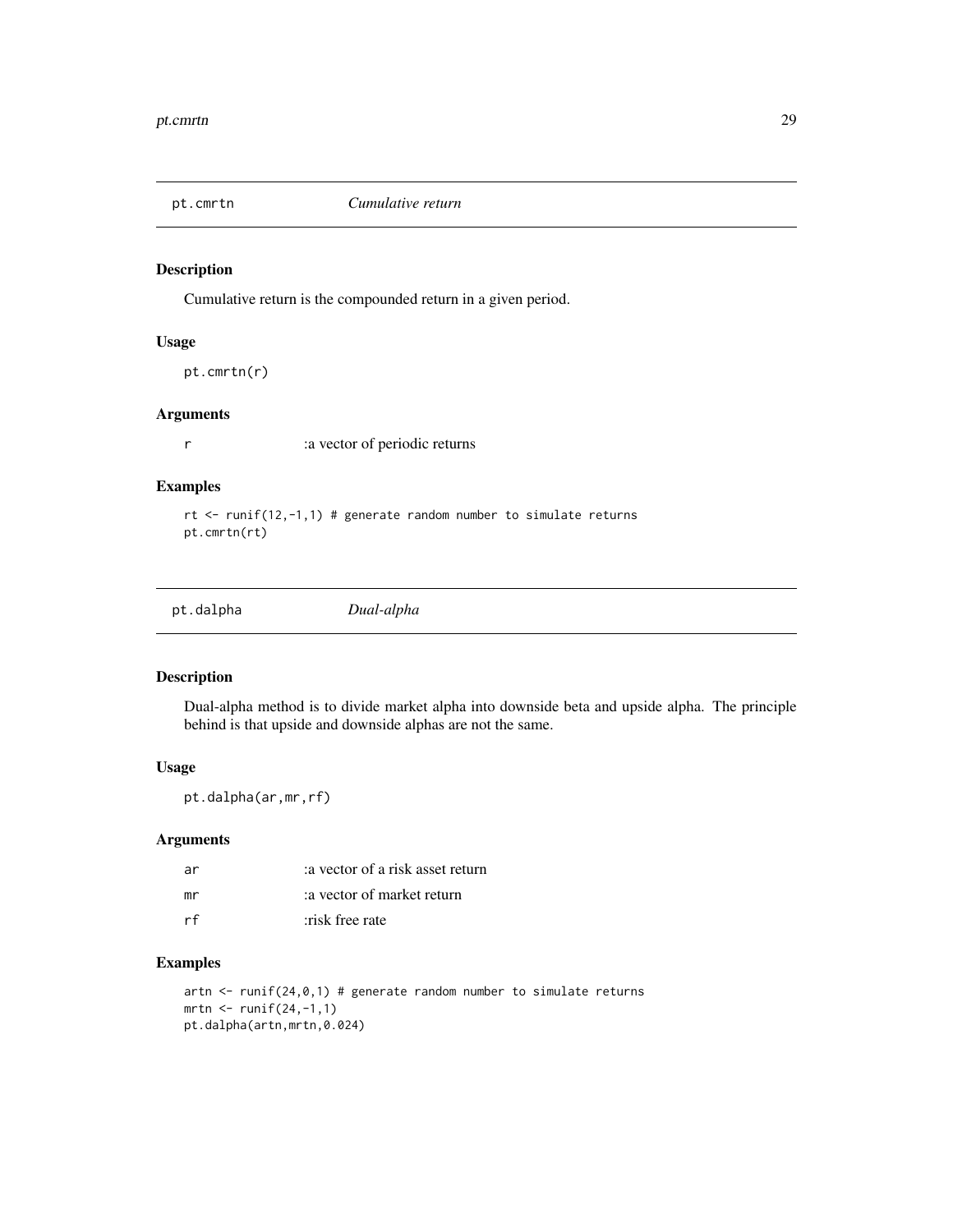## pt.cmrtn *Cumulative return*

### Description

Cumulative return is the compounded return in a given period.

### Usage

```
pt.cmrtn(r)
```

### Arguments

| | |
|---|---|
| r | :a vector of periodic returns |

### Examples

```
rt <- runif(12,-1,1) # generate random number to simulate returns
pt.cmrtn(rt)
```

## pt.dalpha *Dual-alpha*

### Description

Dual-alpha method is to divide market alpha into downside beta and upside alpha. The principle behind is that upside and downside alphas are not the same.

### Usage

```
pt.dalpha(ar,mr,rf)
```

### Arguments

| | |
|---|---|
| ar | :a vector of a risk asset return |
| mr | :a vector of market return |
| rf | :risk free rate |

### Examples

```
artn <- runif(24,0,1) # generate random number to simulate returns
mrtn <- runif(24,-1,1)
pt.dalpha(artn,mrtn,0.024)
```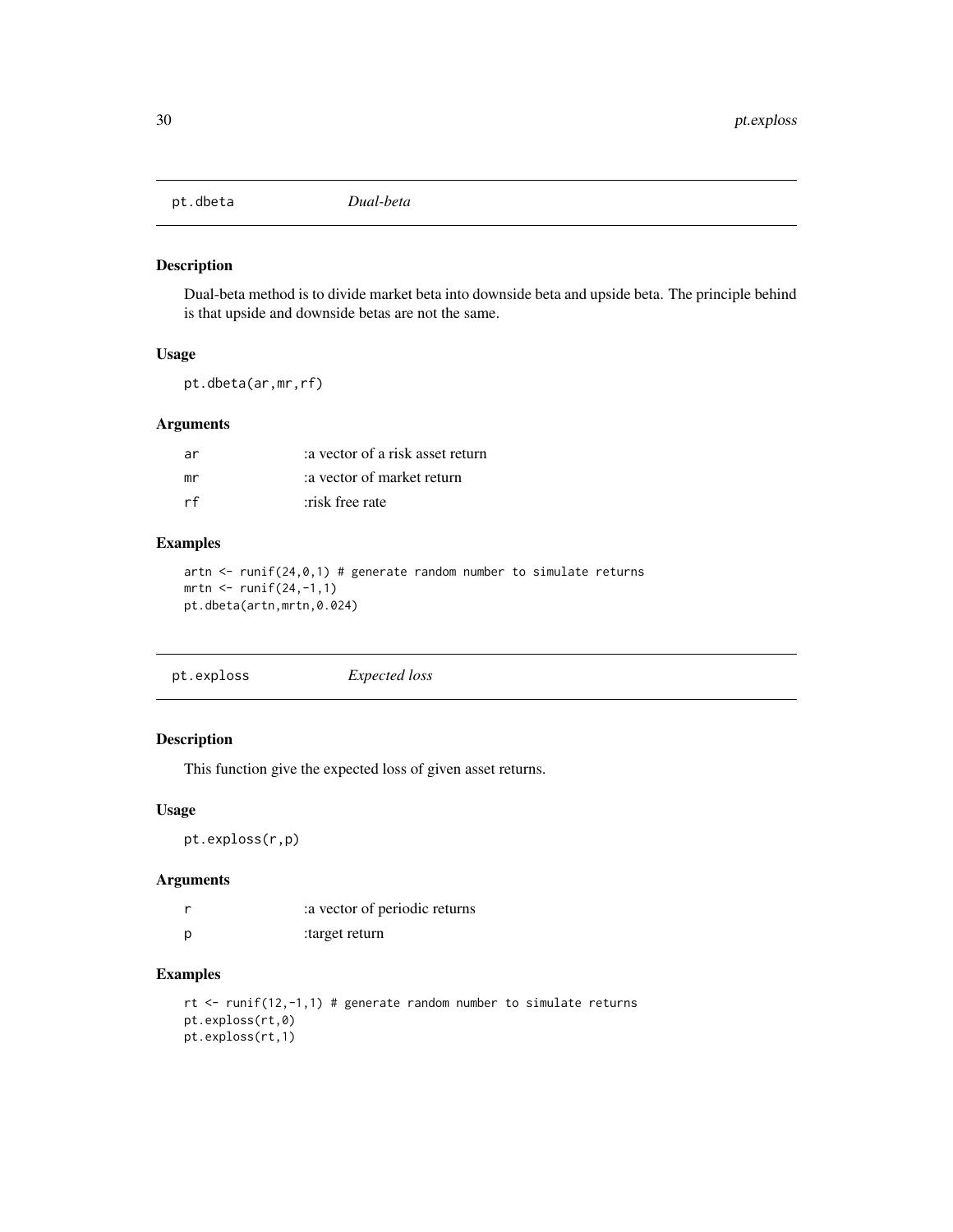## pt.dbeta *Dual-beta*

### Description

Dual-beta method is to divide market beta into downside beta and upside beta. The principle behind is that upside and downside betas are not the same.

### Usage

```
pt.dbeta(ar,mr,rf)
```

### Arguments

| | |
|---|---|
| ar | :a vector of a risk asset return |
| mr | :a vector of market return |
| rf | :risk free rate |

### Examples

```
artn <- runif(24,0,1) # generate random number to simulate returns
mrtn <- runif(24,-1,1)
pt.dbeta(artn,mrtn,0.024)
```

## pt.exploss *Expected loss*

### Description

This function give the expected loss of given asset returns.

### Usage

```
pt.exploss(r,p)
```

### Arguments

| | |
|---|---|
| r | :a vector of periodic returns |
| p | :target return |

### Examples

```
rt <- runif(12,-1,1) # generate random number to simulate returns
pt.exploss(rt,0)
pt.exploss(rt,1)
```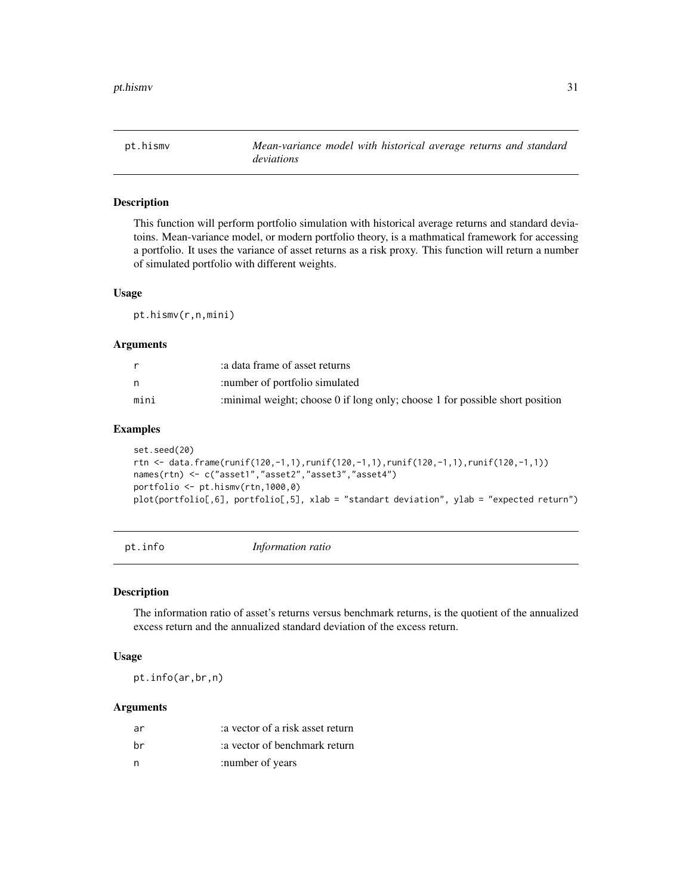## pt.hismv — *Mean-variance model with historical average returns and standard deviations*

### Description

This function will perform portfolio simulation with historical average returns and standard deviatoins. Mean-variance model, or modern portfolio theory, is a mathmatical framework for accessing a portfolio. It uses the variance of asset returns as a risk proxy. This function will return a number of simulated portfolio with different weights.

### Usage

```
pt.hismv(r,n,mini)
```

### Arguments

| | |
|---|---|
| r | :a data frame of asset returns |
| n | :number of portfolio simulated |
| mini | :minimal weight; choose 0 if long only; choose 1 for possible short position |

### Examples

```
set.seed(20)
rtn <- data.frame(runif(120,-1,1),runif(120,-1,1),runif(120,-1,1),runif(120,-1,1))
names(rtn) <- c("asset1","asset2","asset3","asset4")
portfolio <- pt.hismv(rtn,1000,0)
plot(portfolio[,6], portfolio[,5], xlab = "standart deviation", ylab = "expected return")
```

## pt.info — *Information ratio*

### Description

The information ratio of asset's returns versus benchmark returns, is the quotient of the annualized excess return and the annualized standard deviation of the excess return.

### Usage

```
pt.info(ar,br,n)
```

### Arguments

| | |
|---|---|
| ar | :a vector of a risk asset return |
| br | :a vector of benchmark return |
| n | :number of years |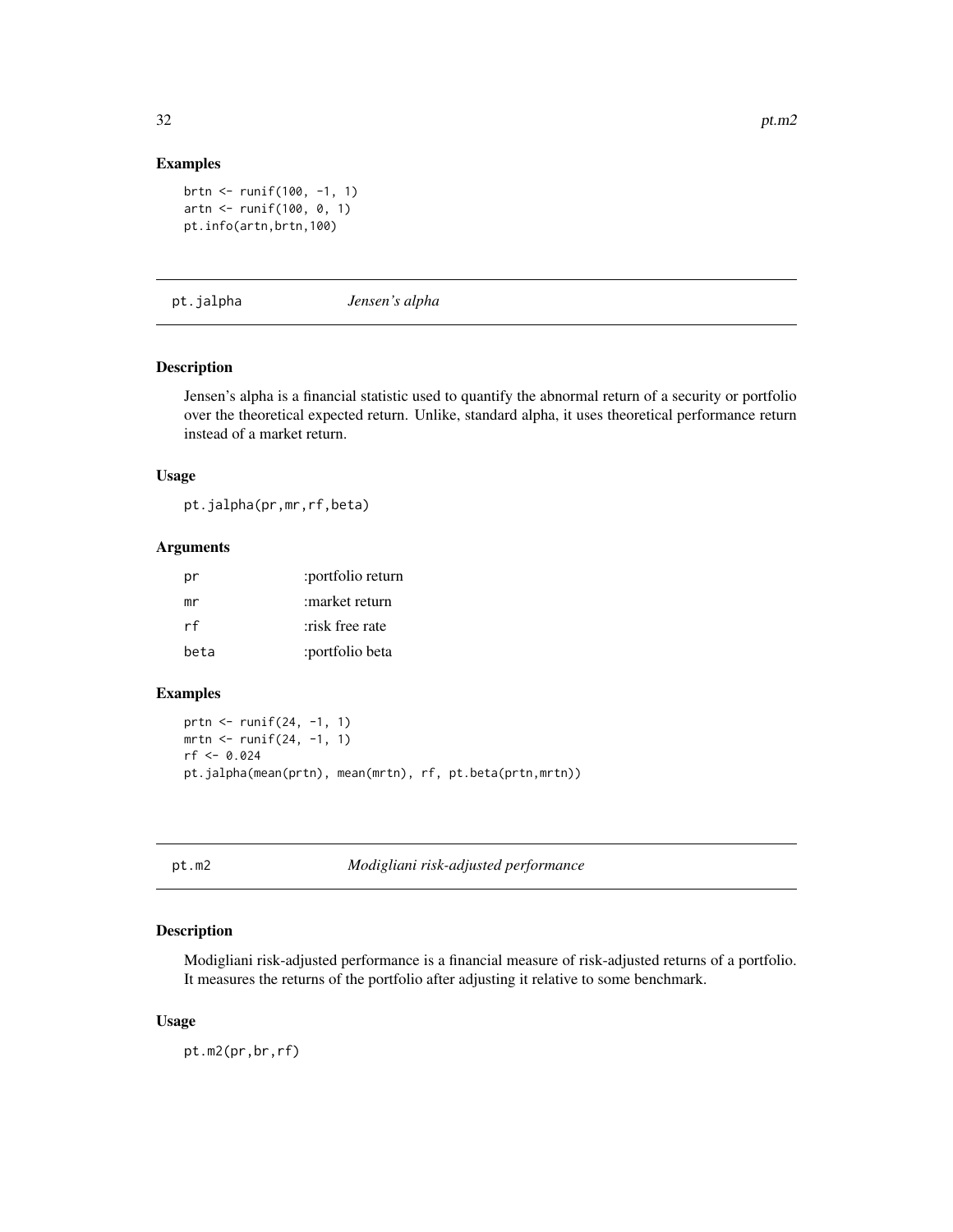## Examples

```
brtn <- runif(100, -1, 1)
artn <- runif(100, 0, 1)
pt.info(artn,brtn,100)
```

---

pt.jalpha *Jensen's alpha*

---

### Description

Jensen's alpha is a financial statistic used to quantify the abnormal return of a security or portfolio over the theoretical expected return. Unlike, standard alpha, it uses theoretical performance return instead of a market return.

### Usage

```
pt.jalpha(pr,mr,rf,beta)
```

### Arguments

| | |
|---|---|
| pr | :portfolio return |
| mr | :market return |
| rf | :risk free rate |
| beta | :portfolio beta |

### Examples

```
prtn <- runif(24, -1, 1)
mrtn <- runif(24, -1, 1)
rf <- 0.024
pt.jalpha(mean(prtn), mean(mrtn), rf, pt.beta(prtn,mrtn))
```

---

pt.m2 *Modigliani risk-adjusted performance*

---

### Description

Modigliani risk-adjusted performance is a financial measure of risk-adjusted returns of a portfolio. It measures the returns of the portfolio after adjusting it relative to some benchmark.

### Usage

```
pt.m2(pr,br,rf)
```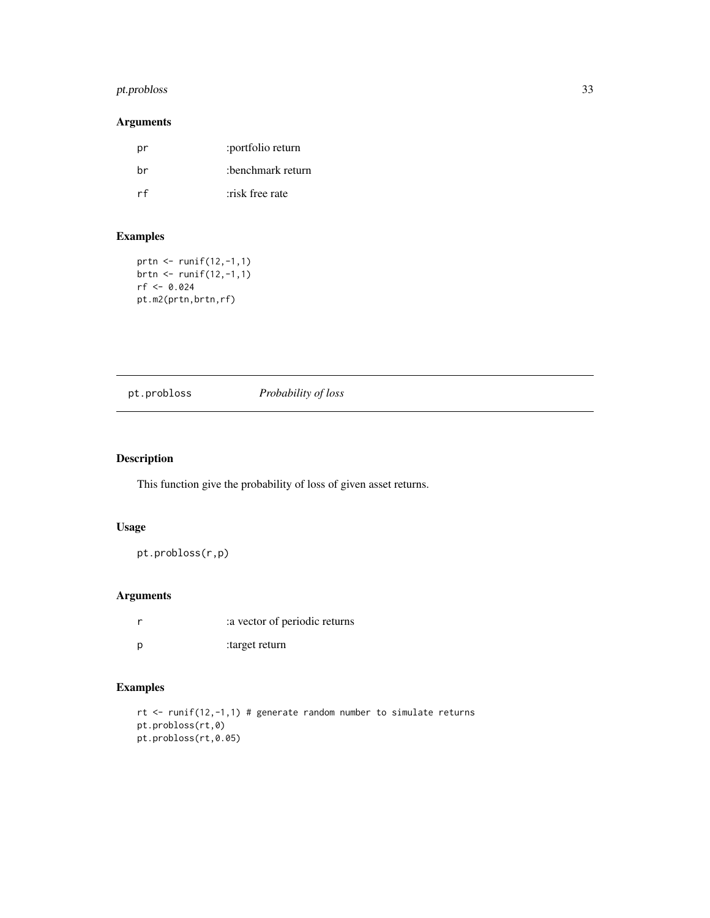### Arguments

| | |
|---|---|
| pr | :portfolio return |
| br | :benchmark return |
| rf | :risk free rate |

### Examples

```
prtn <- runif(12,-1,1)
brtn <- runif(12,-1,1)
rf <- 0.024
pt.m2(prtn,brtn,rf)
```

---

## pt.probloss *Probability of loss*

---

### Description

This function give the probability of loss of given asset returns.

### Usage

```
pt.probloss(r,p)
```

### Arguments

| | |
|---|---|
| r | :a vector of periodic returns |
| p | :target return |

### Examples

```
rt <- runif(12,-1,1) # generate random number to simulate returns
pt.probloss(rt,0)
pt.probloss(rt,0.05)
```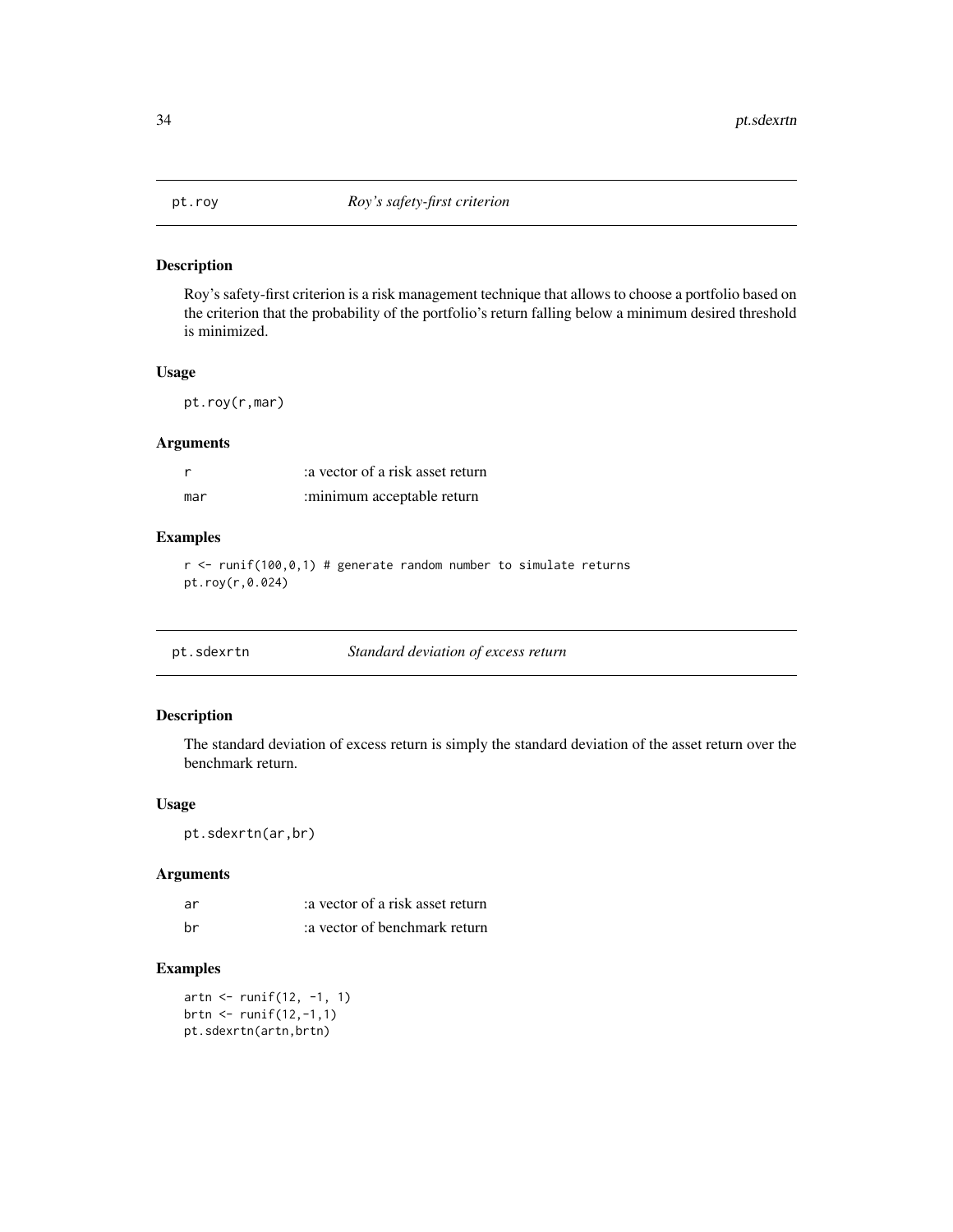## pt.roy *Roy's safety-first criterion*

### Description

Roy's safety-first criterion is a risk management technique that allows to choose a portfolio based on the criterion that the probability of the portfolio's return falling below a minimum desired threshold is minimized.

### Usage

```
pt.roy(r,mar)
```

### Arguments

| | |
|---|---|
| r | :a vector of a risk asset return |
| mar | :minimum acceptable return |

### Examples

```
r <- runif(100,0,1) # generate random number to simulate returns
pt.roy(r,0.024)
```

## pt.sdexrtn *Standard deviation of excess return*

### Description

The standard deviation of excess return is simply the standard deviation of the asset return over the benchmark return.

### Usage

```
pt.sdexrtn(ar,br)
```

### Arguments

| | |
|---|---|
| ar | :a vector of a risk asset return |
| br | :a vector of benchmark return |

### Examples

```
artn <- runif(12, -1, 1)
brtn <- runif(12,-1,1)
pt.sdexrtn(artn,brtn)
```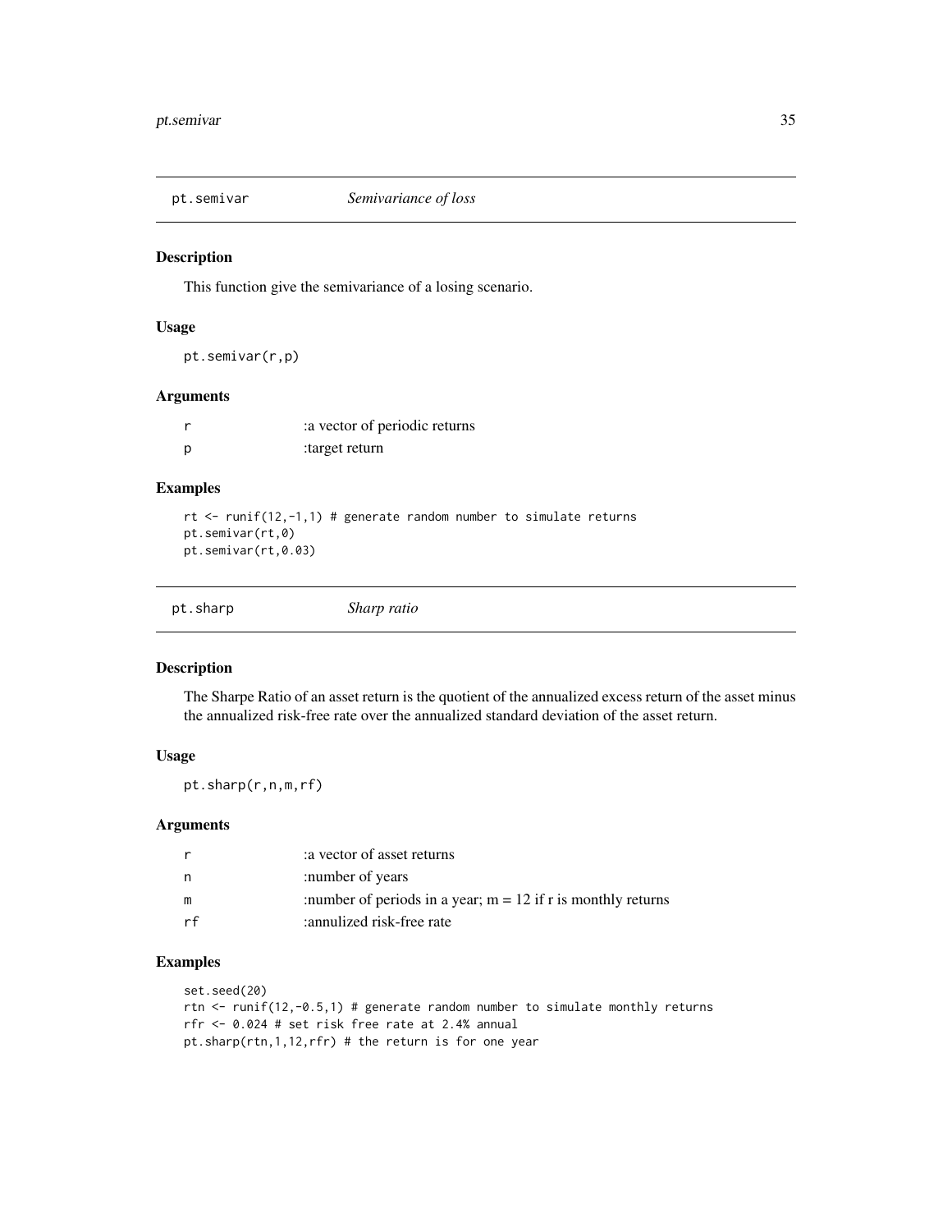## pt.semivar    *Semivariance of loss*

### Description

This function give the semivariance of a losing scenario.

### Usage

```
pt.semivar(r,p)
```

### Arguments

| | |
|---|---|
| r | :a vector of periodic returns |
| p | :target return |

### Examples

```
rt <- runif(12,-1,1) # generate random number to simulate returns
pt.semivar(rt,0)
pt.semivar(rt,0.03)
```

## pt.sharp    *Sharp ratio*

### Description

The Sharpe Ratio of an asset return is the quotient of the annualized excess return of the asset minus the annualized risk-free rate over the annualized standard deviation of the asset return.

### Usage

```
pt.sharp(r,n,m,rf)
```

### Arguments

| | |
|---|---|
| r | :a vector of asset returns |
| n | :number of years |
| m | :number of periods in a year; m = 12 if r is monthly returns |
| rf | :annulized risk-free rate |

### Examples

```
set.seed(20)
rtn <- runif(12,-0.5,1) # generate random number to simulate monthly returns
rfr <- 0.024 # set risk free rate at 2.4% annual
pt.sharp(rtn,1,12,rfr) # the return is for one year
```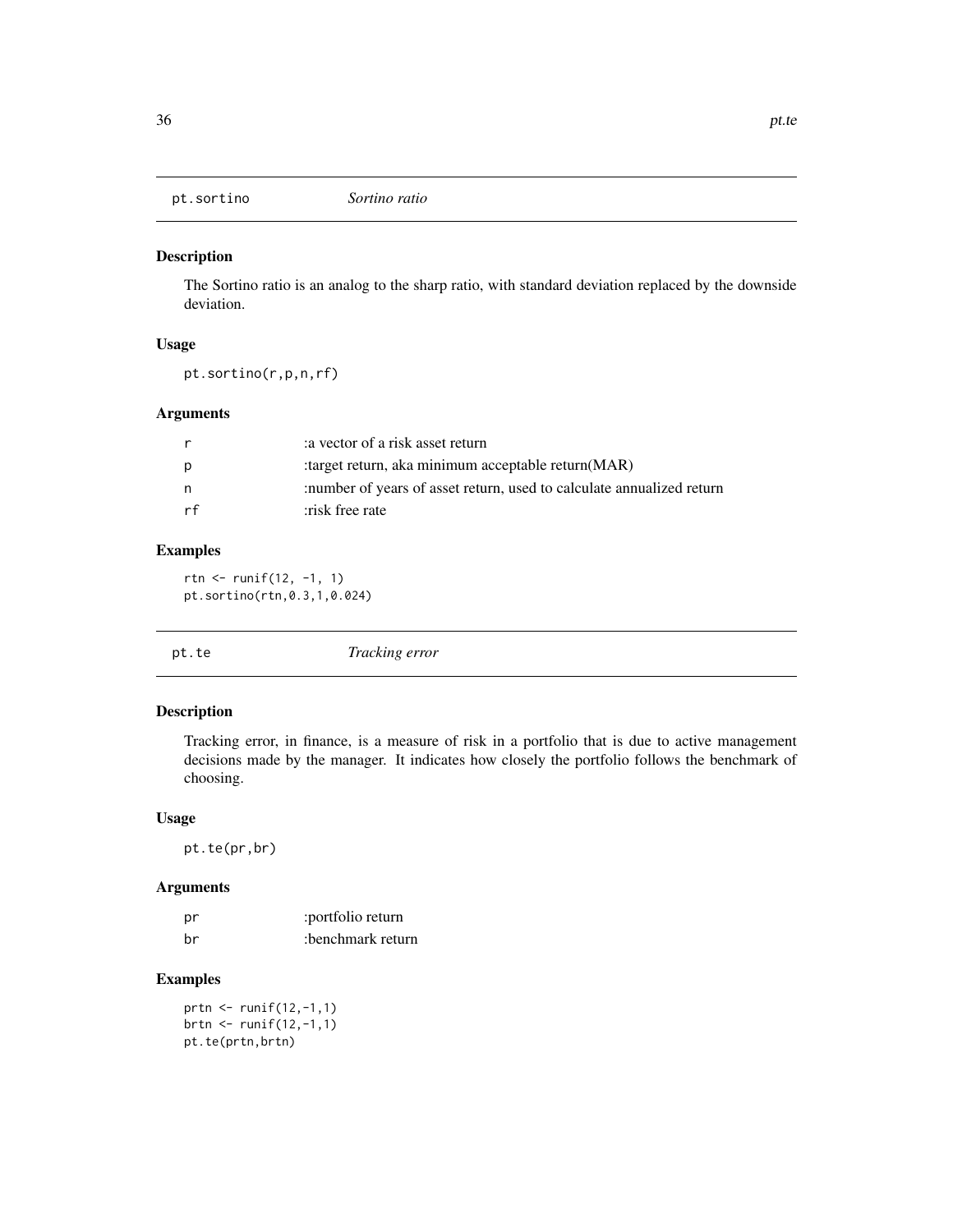## pt.sortino *Sortino ratio*

### Description

The Sortino ratio is an analog to the sharp ratio, with standard deviation replaced by the downside deviation.

### Usage

```
pt.sortino(r,p,n,rf)
```

### Arguments

| | |
|---|---|
| r | :a vector of a risk asset return |
| p | :target return, aka minimum acceptable return(MAR) |
| n | :number of years of asset return, used to calculate annualized return |
| rf | :risk free rate |

### Examples

```
rtn <- runif(12, -1, 1)
pt.sortino(rtn,0.3,1,0.024)
```

## pt.te *Tracking error*

### Description

Tracking error, in finance, is a measure of risk in a portfolio that is due to active management decisions made by the manager. It indicates how closely the portfolio follows the benchmark of choosing.

### Usage

```
pt.te(pr,br)
```

### Arguments

| | |
|---|---|
| pr | :portfolio return |
| br | :benchmark return |

### Examples

```
prtn <- runif(12,-1,1)
brtn <- runif(12,-1,1)
pt.te(prtn,brtn)
```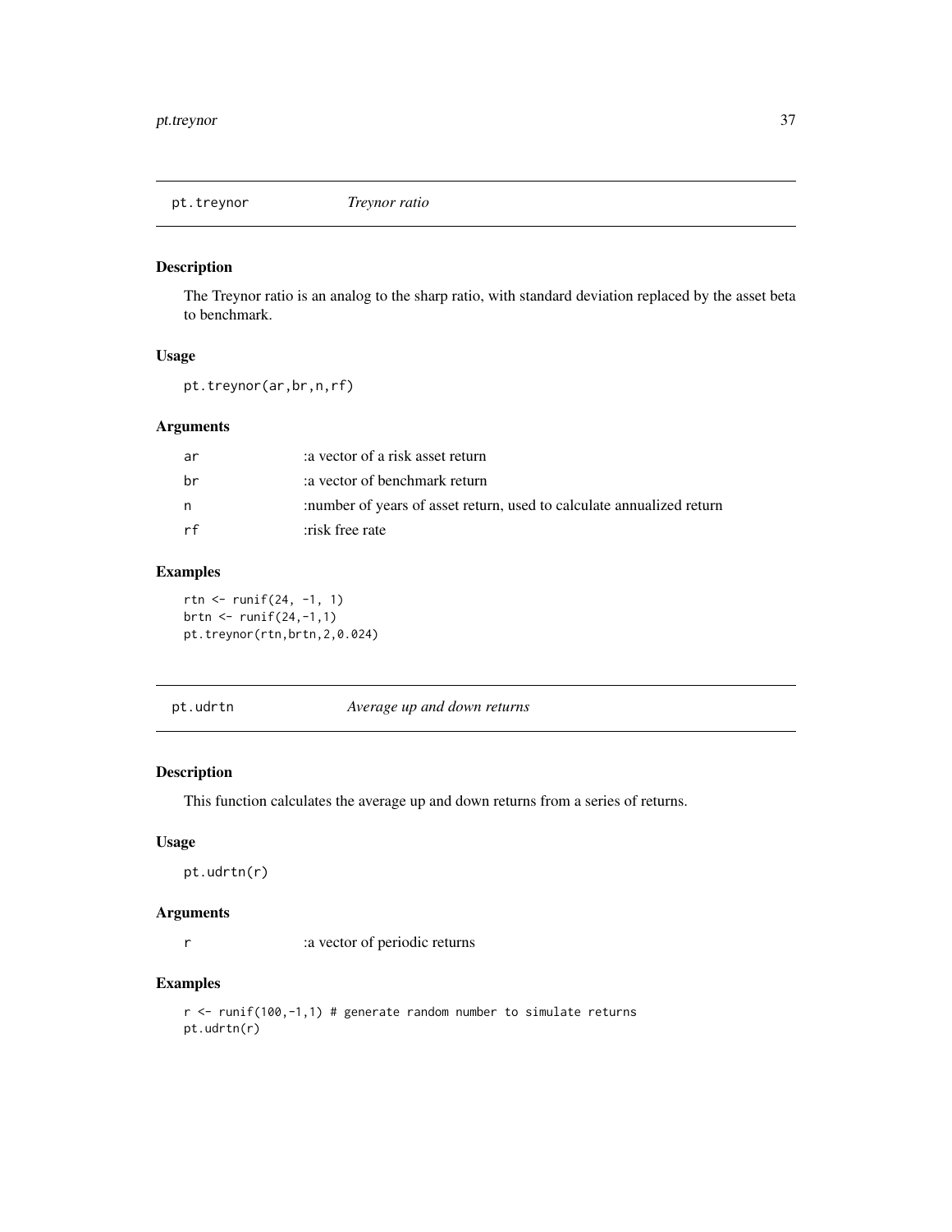## pt.treynor *Treynor ratio*

### Description

The Treynor ratio is an analog to the sharp ratio, with standard deviation replaced by the asset beta to benchmark.

### Usage

```
pt.treynor(ar,br,n,rf)
```

### Arguments

| | |
|---|---|
| ar | :a vector of a risk asset return |
| br | :a vector of benchmark return |
| n | :number of years of asset return, used to calculate annualized return |
| rf | :risk free rate |

### Examples

```
rtn <- runif(24, -1, 1)
brtn <- runif(24,-1,1)
pt.treynor(rtn,brtn,2,0.024)
```

## pt.udrtn *Average up and down returns*

### Description

This function calculates the average up and down returns from a series of returns.

### Usage

```
pt.udrtn(r)
```

### Arguments

| | |
|---|---|
| r | :a vector of periodic returns |

### Examples

```
r <- runif(100,-1,1) # generate random number to simulate returns
pt.udrtn(r)
```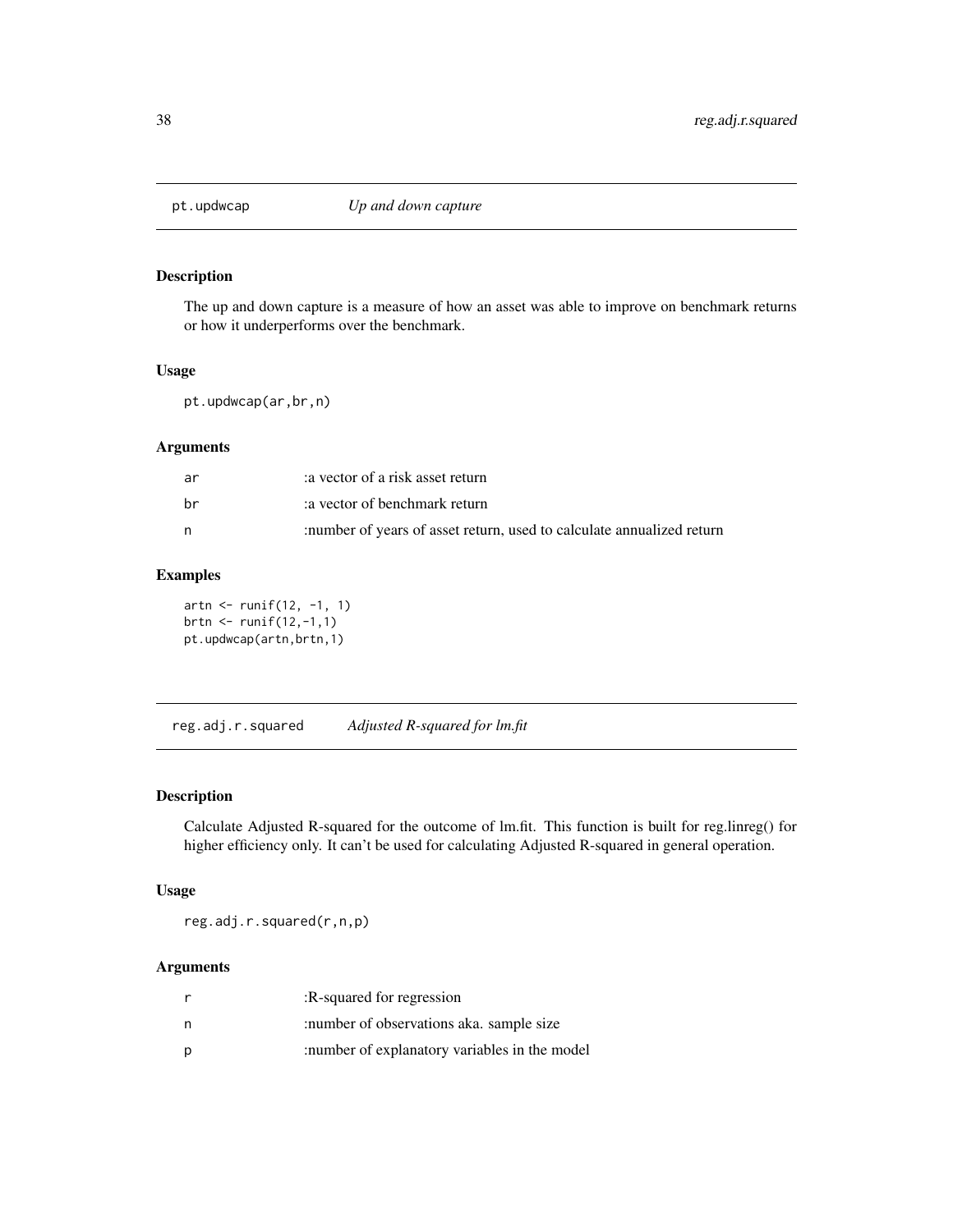## pt.updwcap *Up and down capture*

### Description

The up and down capture is a measure of how an asset was able to improve on benchmark returns or how it underperforms over the benchmark.

### Usage

```
pt.updwcap(ar,br,n)
```

### Arguments

| | |
|---|---|
| ar | :a vector of a risk asset return |
| br | :a vector of benchmark return |
| n | :number of years of asset return, used to calculate annualized return |

### Examples

```
artn <- runif(12, -1, 1)
brtn <- runif(12,-1,1)
pt.updwcap(artn,brtn,1)
```

## reg.adj.r.squared *Adjusted R-squared for lm.fit*

### Description

Calculate Adjusted R-squared for the outcome of lm.fit. This function is built for reg.linreg() for higher efficiency only. It can't be used for calculating Adjusted R-squared in general operation.

### Usage

```
reg.adj.r.squared(r,n,p)
```

### Arguments

| | |
|---|---|
| r | :R-squared for regression |
| n | :number of observations aka. sample size |
| p | :number of explanatory variables in the model |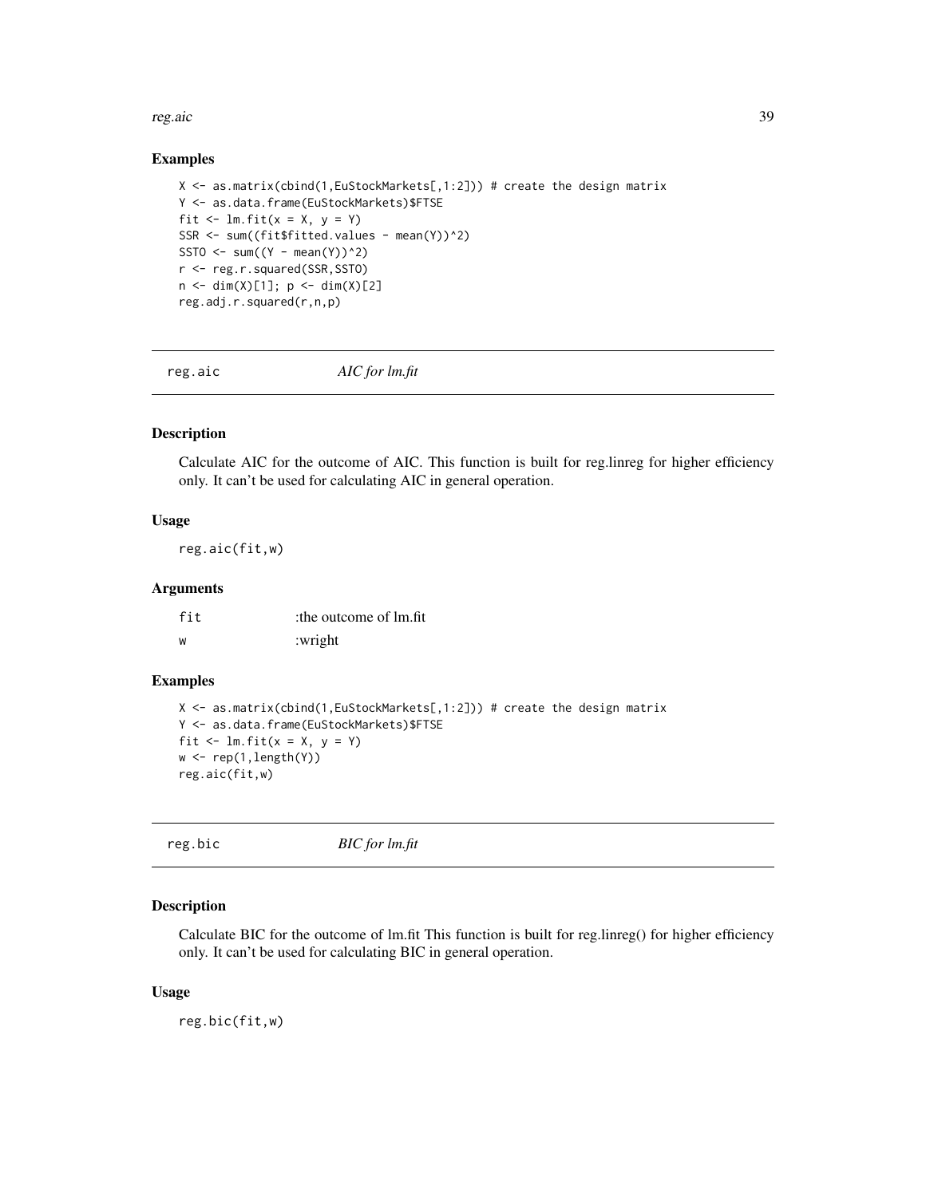## Examples

```
X <- as.matrix(cbind(1,EuStockMarkets[,1:2])) # create the design matrix
Y <- as.data.frame(EuStockMarkets)$FTSE
fit <- lm.fit(x = X, y = Y)
SSR <- sum((fit$fitted.values - mean(Y))^2)
SSTO <- sum((Y - mean(Y))^2)
r <- reg.r.squared(SSR,SSTO)
n <- dim(X)[1]; p <- dim(X)[2]
reg.adj.r.squared(r,n,p)
```

---

# reg.aic &nbsp;&nbsp;&nbsp;&nbsp;&nbsp;&nbsp;&nbsp; *AIC for lm.fit*

---

## Description

Calculate AIC for the outcome of AIC. This function is built for reg.linreg for higher efficiency only. It can't be used for calculating AIC in general operation.

## Usage

```
reg.aic(fit,w)
```

## Arguments

| | |
|---|---|
| fit | :the outcome of lm.fit |
| w | :wright |

## Examples

```
X <- as.matrix(cbind(1,EuStockMarkets[,1:2])) # create the design matrix
Y <- as.data.frame(EuStockMarkets)$FTSE
fit <- lm.fit(x = X, y = Y)
w <- rep(1,length(Y))
reg.aic(fit,w)
```

---

# reg.bic &nbsp;&nbsp;&nbsp;&nbsp;&nbsp;&nbsp;&nbsp; *BIC for lm.fit*

---

## Description

Calculate BIC for the outcome of lm.fit This function is built for reg.linreg() for higher efficiency only. It can't be used for calculating BIC in general operation.

## Usage

```
reg.bic(fit,w)
```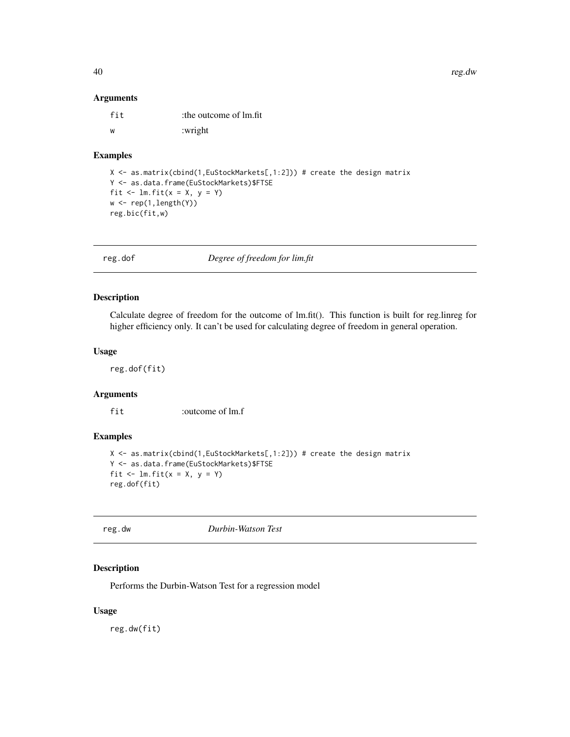### Arguments

| | |
|---|---|
| fit | :the outcome of lm.fit |
| w | :wright |

### Examples

```
X <- as.matrix(cbind(1,EuStockMarkets[,1:2])) # create the design matrix
Y <- as.data.frame(EuStockMarkets)$FTSE
fit <- lm.fit(x = X, y = Y)
w <- rep(1,length(Y))
reg.bic(fit,w)
```

---

## reg.dof — *Degree of freedom for lim.fit*

### Description

Calculate degree of freedom for the outcome of lm.fit(). This function is built for reg.linreg for higher efficiency only. It can't be used for calculating degree of freedom in general operation.

### Usage

```
reg.dof(fit)
```

### Arguments

| | |
|---|---|
| fit | :outcome of lm.f |

### Examples

```
X <- as.matrix(cbind(1,EuStockMarkets[,1:2])) # create the design matrix
Y <- as.data.frame(EuStockMarkets)$FTSE
fit <- lm.fit(x = X, y = Y)
reg.dof(fit)
```

---

## reg.dw — *Durbin-Watson Test*

### Description

Performs the Durbin-Watson Test for a regression model

### Usage

```
reg.dw(fit)
```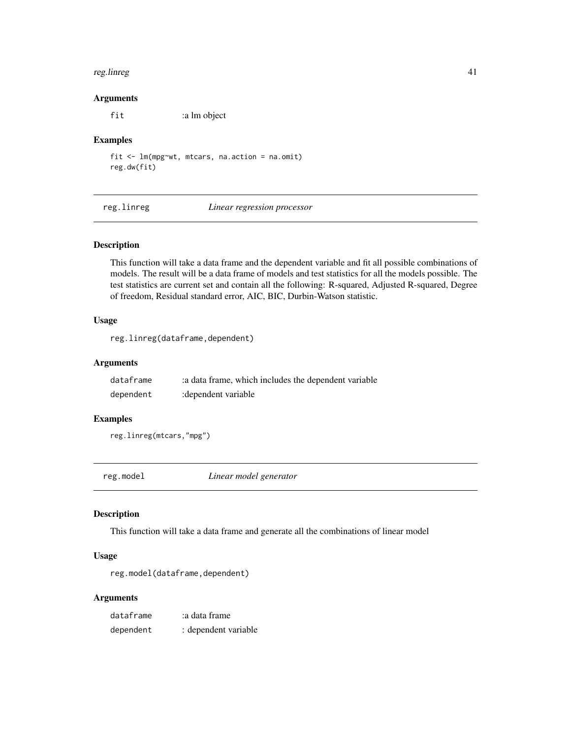### Arguments

| | |
|---|---|
| fit | :a lm object |

### Examples

```
fit <- lm(mpg~wt, mtcars, na.action = na.omit)
reg.dw(fit)
```

---

## reg.linreg *Linear regression processor*

### Description

This function will take a data frame and the dependent variable and fit all possible combinations of models. The result will be a data frame of models and test statistics for all the models possible. The test statistics are current set and contain all the following: R-squared, Adjusted R-squared, Degree of freedom, Residual standard error, AIC, BIC, Durbin-Watson statistic.

### Usage

```
reg.linreg(dataframe,dependent)
```

### Arguments

| | |
|---|---|
| dataframe | :a data frame, which includes the dependent variable |
| dependent | :dependent variable |

### Examples

```
reg.linreg(mtcars,"mpg")
```

---

## reg.model *Linear model generator*

### Description

This function will take a data frame and generate all the combinations of linear model

### Usage

```
reg.model(dataframe,dependent)
```

### Arguments

| | |
|---|---|
| dataframe | :a data frame |
| dependent | : dependent variable |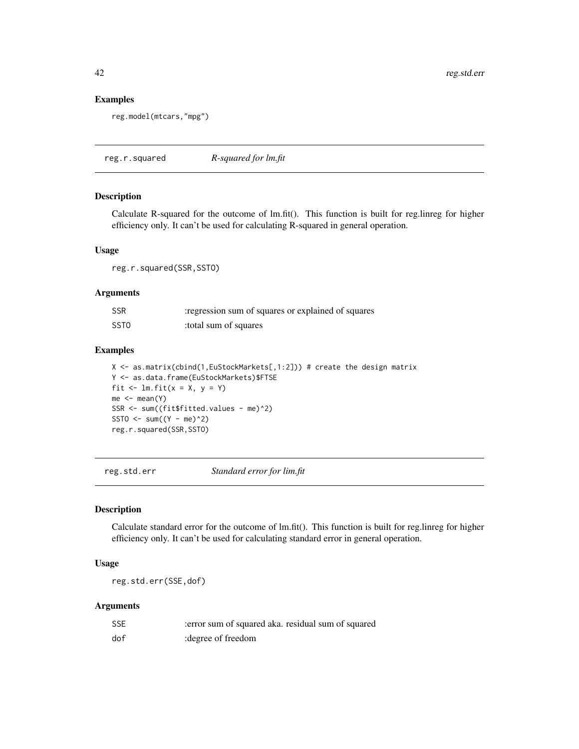## Examples

```
reg.model(mtcars,"mpg")
```

---

# reg.r.squared *R-squared for lm.fit*

## Description

Calculate R-squared for the outcome of lm.fit(). This function is built for reg.linreg for higher efficiency only. It can't be used for calculating R-squared in general operation.

## Usage

```
reg.r.squared(SSR,SSTO)
```

## Arguments

| | |
|---|---|
| SSR | :regression sum of squares or explained of squares |
| SSTO | :total sum of squares |

## Examples

```
X <- as.matrix(cbind(1,EuStockMarkets[,1:2])) # create the design matrix
Y <- as.data.frame(EuStockMarkets)$FTSE
fit <- lm.fit(x = X, y = Y)
me <- mean(Y)
SSR <- sum((fit$fitted.values - me)^2)
SSTO <- sum((Y - me)^2)
reg.r.squared(SSR,SSTO)
```

---

# reg.std.err *Standard error for lim.fit*

## Description

Calculate standard error for the outcome of lm.fit(). This function is built for reg.linreg for higher efficiency only. It can't be used for calculating standard error in general operation.

## Usage

```
reg.std.err(SSE,dof)
```

## Arguments

| | |
|---|---|
| SSE | :error sum of squared aka. residual sum of squared |
| dof | :degree of freedom |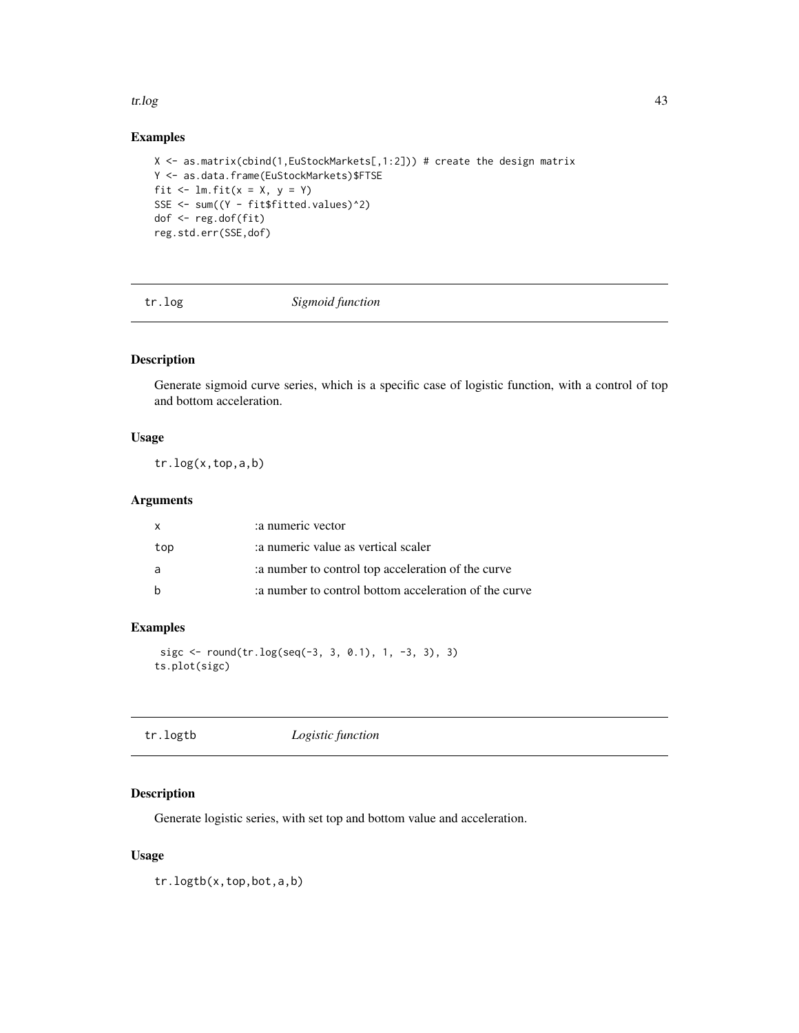### Examples

```
X <- as.matrix(cbind(1,EuStockMarkets[,1:2])) # create the design matrix
Y <- as.data.frame(EuStockMarkets)$FTSE
fit <- lm.fit(x = X, y = Y)
SSE <- sum((Y - fit$fitted.values)^2)
dof <- reg.dof(fit)
reg.std.err(SSE,dof)
```

## tr.log *Sigmoid function*

### Description

Generate sigmoid curve series, which is a specific case of logistic function, with a control of top and bottom acceleration.

### Usage

```
tr.log(x,top,a,b)
```

### Arguments

| | |
|---|---|
| x | :a numeric vector |
| top | :a numeric value as vertical scaler |
| a | :a number to control top acceleration of the curve |
| b | :a number to control bottom acceleration of the curve |

### Examples

```
 sigc <- round(tr.log(seq(-3, 3, 0.1), 1, -3, 3), 3)
ts.plot(sigc)
```

## tr.logtb *Logistic function*

### Description

Generate logistic series, with set top and bottom value and acceleration.

### Usage

```
tr.logtb(x,top,bot,a,b)
```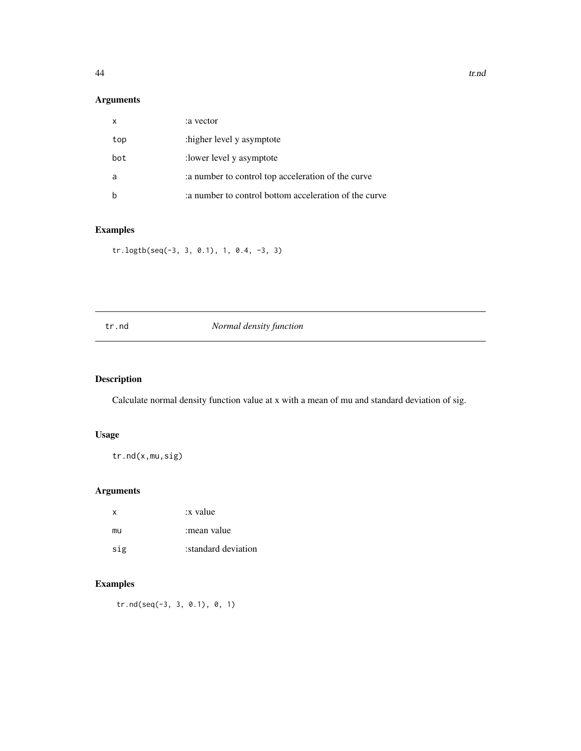## Arguments

| | |
|---|---|
| x | :a vector |
| top | :higher level y asymptote |
| bot | :lower level y asymptote |
| a | :a number to control top acceleration of the curve |
| b | :a number to control bottom acceleration of the curve |

## Examples

```
tr.logtb(seq(-3, 3, 0.1), 1, 0.4, -3, 3)
```

---

# tr.nd *Normal density function*

---

## Description

Calculate normal density function value at x with a mean of mu and standard deviation of sig.

## Usage

```
tr.nd(x,mu,sig)
```

## Arguments

| | |
|---|---|
| x | :x value |
| mu | :mean value |
| sig | :standard deviation |

## Examples

```
tr.nd(seq(-3, 3, 0.1), 0, 1)
```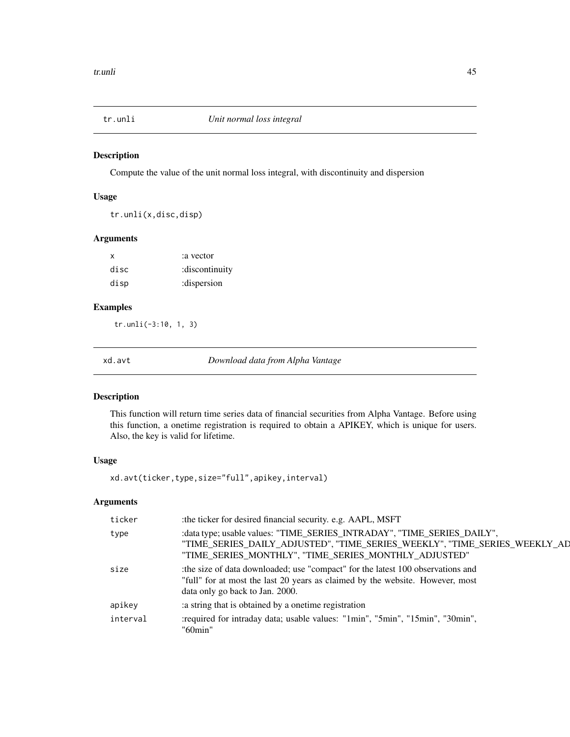## tr.unli *Unit normal loss integral*

### Description

Compute the value of the unit normal loss integral, with discontinuity and dispersion

### Usage

```
tr.unli(x,disc,disp)
```

### Arguments

| | |
|---|---|
| x | :a vector |
| disc | :discontinuity |
| disp | :dispersion |

### Examples

```
tr.unli(-3:10, 1, 3)
```

## xd.avt *Download data from Alpha Vantage*

### Description

This function will return time series data of financial securities from Alpha Vantage. Before using this function, a onetime registration is required to obtain a APIKEY, which is unique for users. Also, the key is valid for lifetime.

### Usage

```
xd.avt(ticker,type,size="full",apikey,interval)
```

### Arguments

| | |
|---|---|
| ticker | :the ticker for desired financial security. e.g. AAPL, MSFT |
| type | :data type; usable values: "TIME_SERIES_INTRADAY", "TIME_SERIES_DAILY", "TIME_SERIES_DAILY_ADJUSTED", "TIME_SERIES_WEEKLY", "TIME_SERIES_WEEKLY_AD "TIME_SERIES_MONTHLY", "TIME_SERIES_MONTHLY_ADJUSTED" |
| size | :the size of data downloaded; use "compact" for the latest 100 observations and "full" for at most the last 20 years as claimed by the website. However, most data only go back to Jan. 2000. |
| apikey | :a string that is obtained by a onetime registration |
| interval | :required for intraday data; usable values: "1min", "5min", "15min", "30min", "60min" |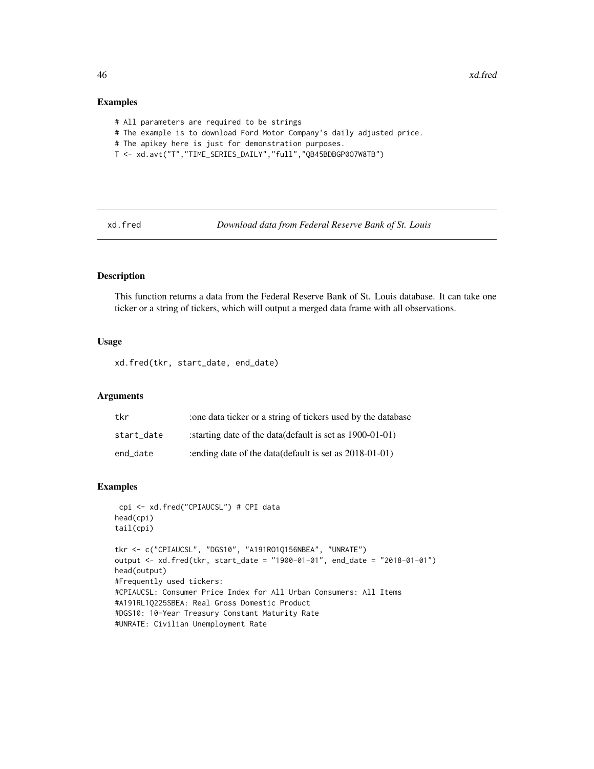## Examples

```
# All parameters are required to be strings
# The example is to download Ford Motor Company's daily adjusted price.
# The apikey here is just for demonstration purposes.
T <- xd.avt("T","TIME_SERIES_DAILY","full","QB45BDBGP0O7W8TB")
```

---

## xd.fred — *Download data from Federal Reserve Bank of St. Louis*

---

### Description

This function returns a data from the Federal Reserve Bank of St. Louis database. It can take one ticker or a string of tickers, which will output a merged data frame with all observations.

### Usage

```
xd.fred(tkr, start_date, end_date)
```

### Arguments

| | |
|---|---|
| tkr | :one data ticker or a string of tickers used by the database |
| start_date | :starting date of the data(default is set as 1900-01-01) |
| end_date | :ending date of the data(default is set as 2018-01-01) |

### Examples

```
 cpi <- xd.fred("CPIAUCSL") # CPI data
head(cpi)
tail(cpi)

tkr <- c("CPIAUCSL", "DGS10", "A191RO1Q156NBEA", "UNRATE")
output <- xd.fred(tkr, start_date = "1900-01-01", end_date = "2018-01-01")
head(output)
#Frequently used tickers:
#CPIAUCSL: Consumer Price Index for All Urban Consumers: All Items
#A191RL1Q225SBEA: Real Gross Domestic Product
#DGS10: 10-Year Treasury Constant Maturity Rate
#UNRATE: Civilian Unemployment Rate
```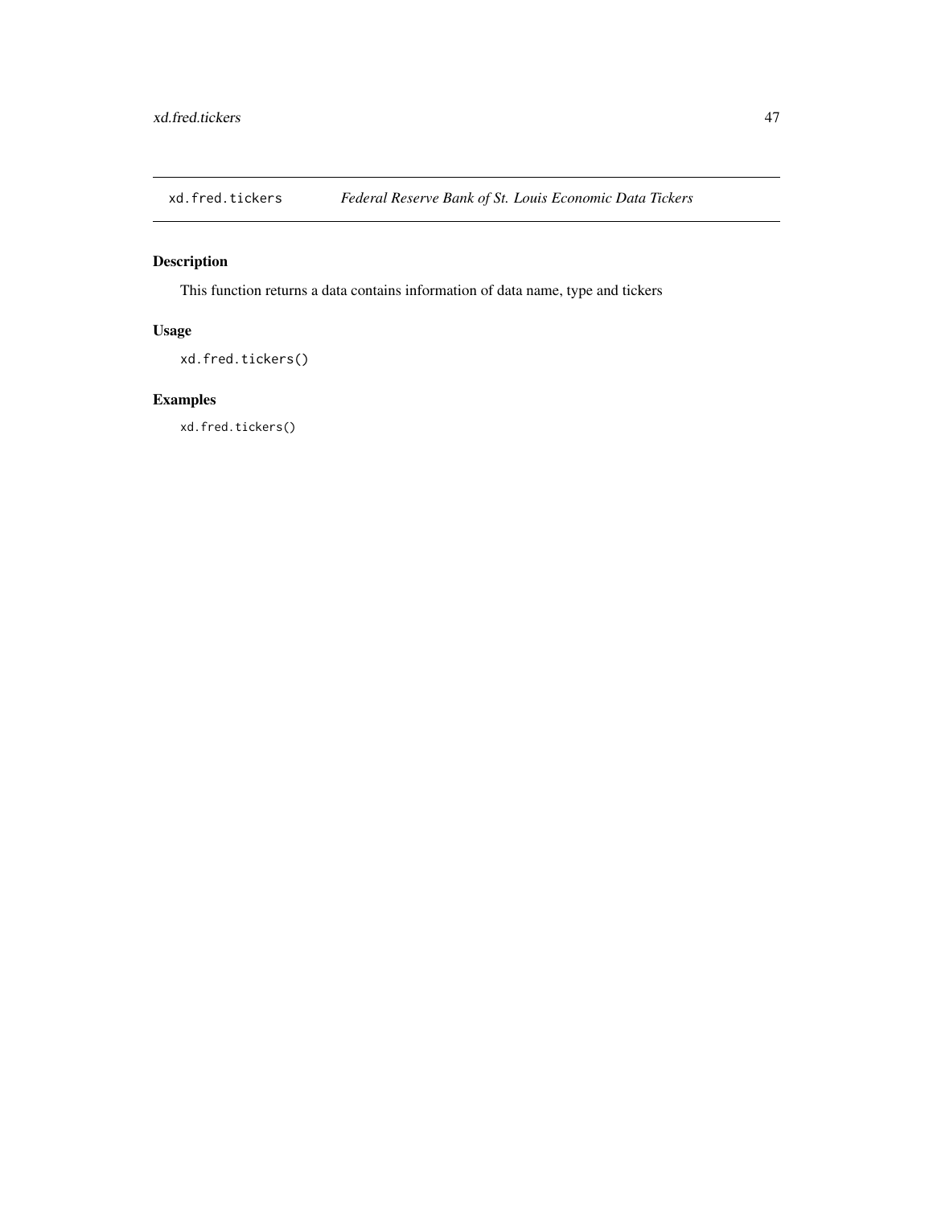# xd.fred.tickers *Federal Reserve Bank of St. Louis Economic Data Tickers*

## Description

This function returns a data contains information of data name, type and tickers

## Usage

```
xd.fred.tickers()
```

## Examples

```
xd.fred.tickers()
```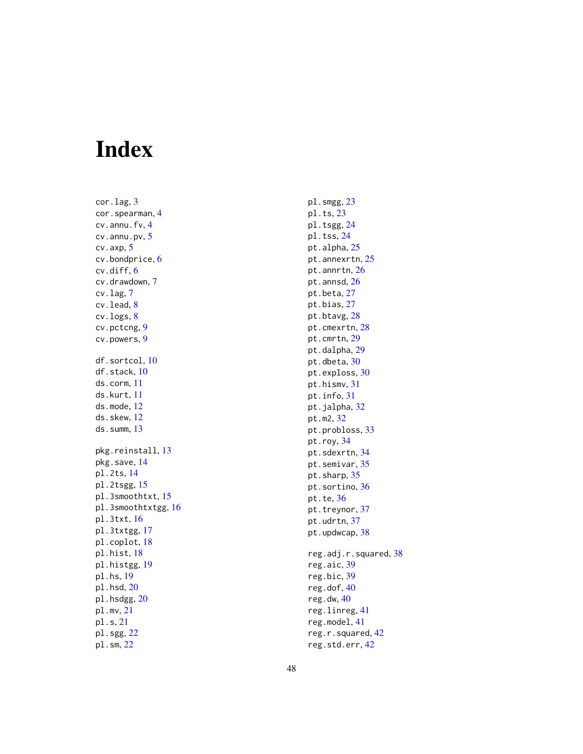# Index

cor.lag, 3
cor.spearman, 4
cv.annu.fv, 4
cv.annu.pv, 5
cv.axp, 5
cv.bondprice, 6
cv.diff, 6
cv.drawdown, 7
cv.lag, 7
cv.lead, 8
cv.logs, 8
cv.pctcng, 9
cv.powers, 9

df.sortcol, 10
df.stack, 10
ds.corm, 11
ds.kurt, 11
ds.mode, 12
ds.skew, 12
ds.summ, 13

pkg.reinstall, 13
pkg.save, 14
pl.2ts, 14
pl.2tsgg, 15
pl.3smoothtxt, 15
pl.3smoothtxtgg, 16
pl.3txt, 16
pl.3txtgg, 17
pl.coplot, 18
pl.hist, 18
pl.histgg, 19
pl.hs, 19
pl.hsd, 20
pl.hsdgg, 20
pl.mv, 21
pl.s, 21
pl.sgg, 22
pl.sm, 22
pl.smgg, 23
pl.ts, 23
pl.tsgg, 24
pl.tss, 24
pt.alpha, 25
pt.annexrtn, 25
pt.annrtn, 26
pt.annsd, 26
pt.beta, 27
pt.bias, 27
pt.btavg, 28
pt.cmexrtn, 28
pt.cmrtn, 29
pt.dalpha, 29
pt.dbeta, 30
pt.exploss, 30
pt.hismv, 31
pt.info, 31
pt.jalpha, 32
pt.m2, 32
pt.probloss, 33
pt.roy, 34
pt.sdexrtn, 34
pt.semivar, 35
pt.sharp, 35
pt.sortino, 36
pt.te, 36
pt.treynor, 37
pt.udrtn, 37
pt.updwcap, 38

reg.adj.r.squared, 38
reg.aic, 39
reg.bic, 39
reg.dof, 40
reg.dw, 40
reg.linreg, 41
reg.model, 41
reg.r.squared, 42
reg.std.err, 42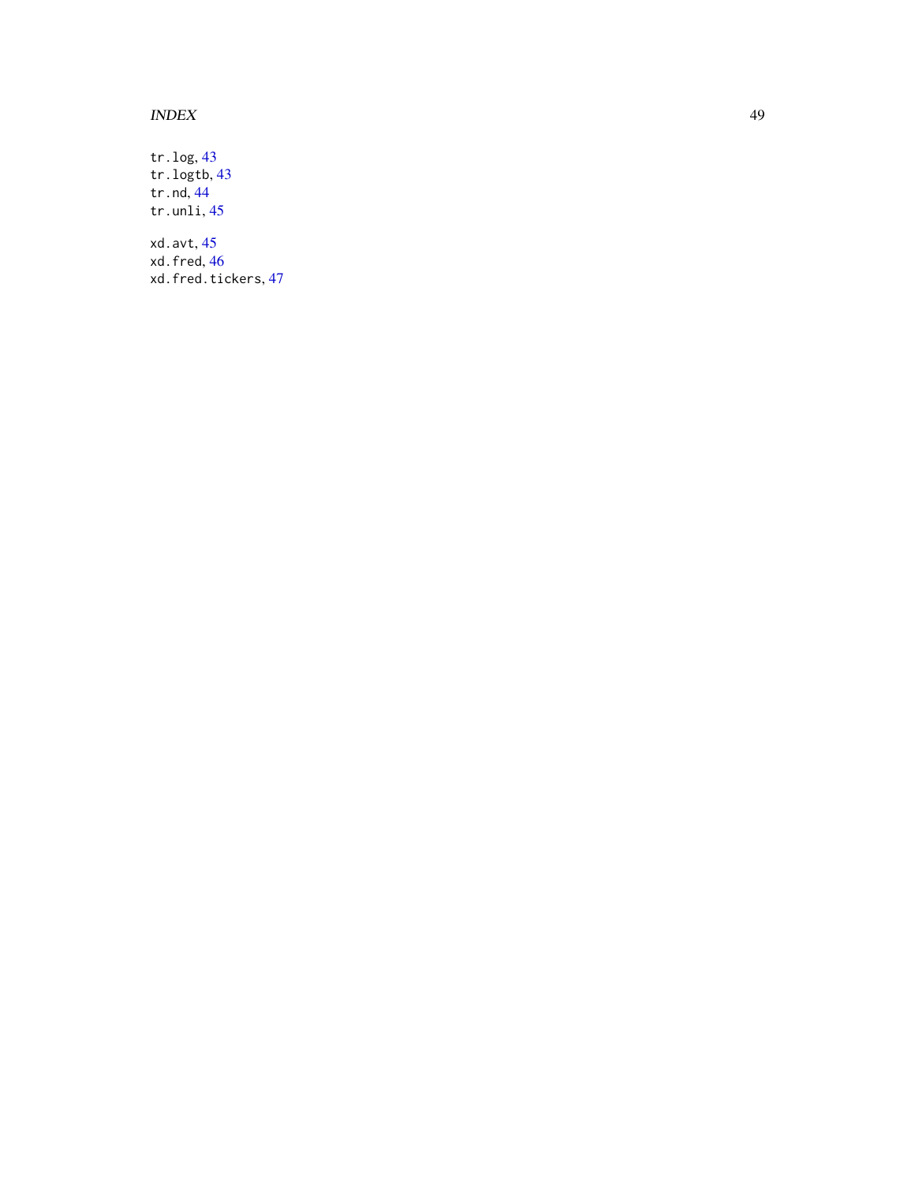tr.log, 43
tr.logtb, 43
tr.nd, 44
tr.unli, 45

xd.avt, 45
xd.fred, 46
xd.fred.tickers, 47